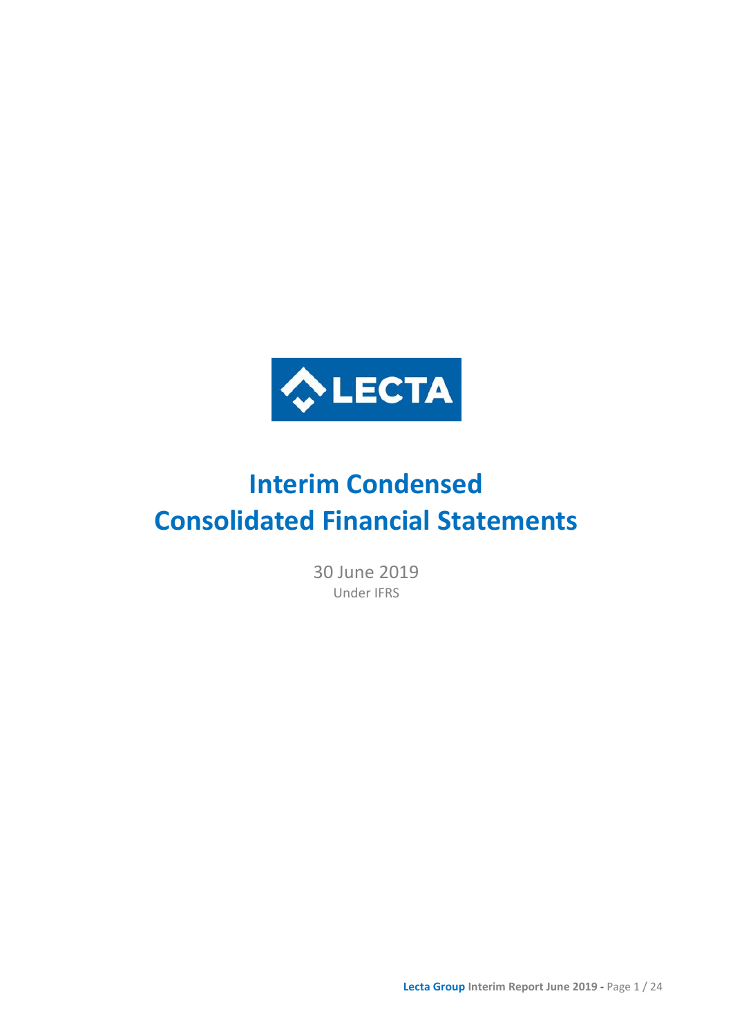LECTA

# Interim Condensed Consolidated Financial Statements

30 June 2019

Under IFRS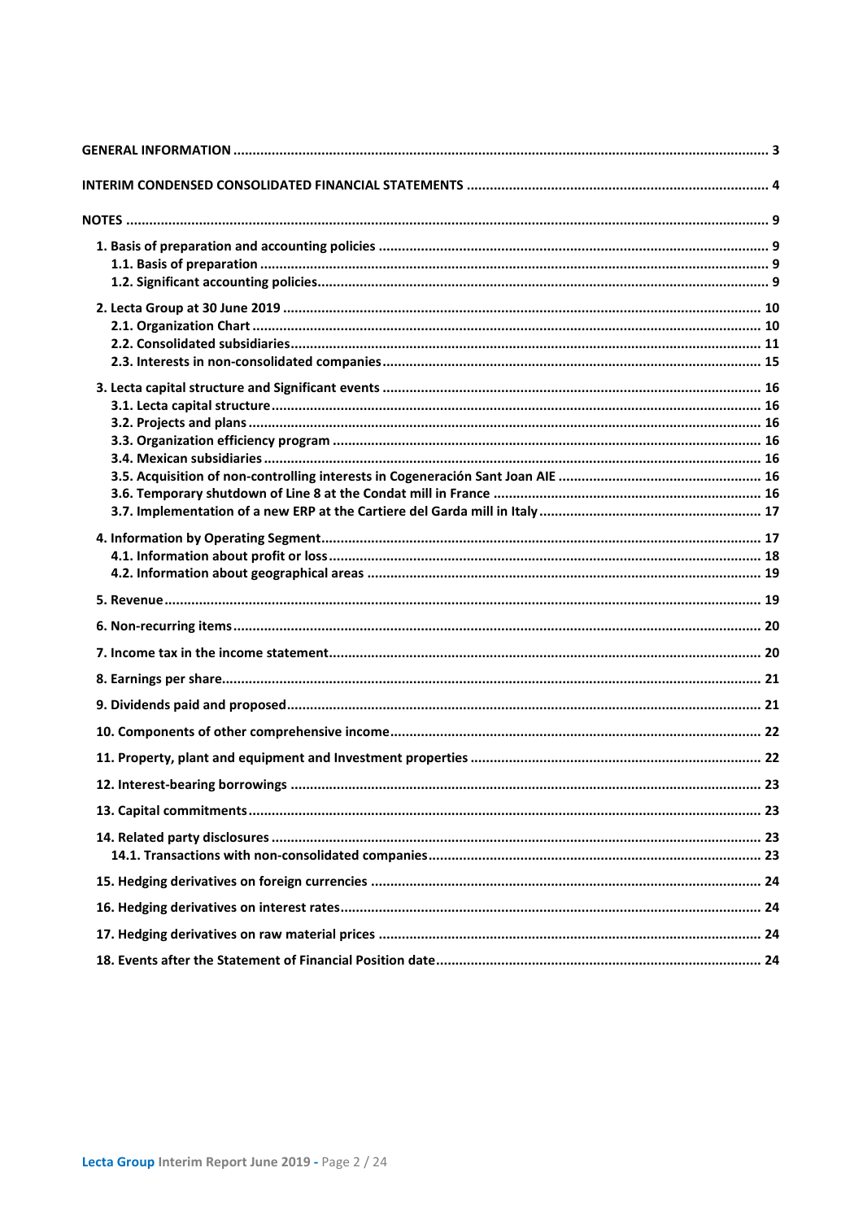| | |
|---|---|
| **GENERAL INFORMATION** | **3** |
| **INTERIM CONDENSED CONSOLIDATED FINANCIAL STATEMENTS** | **4** |
| **NOTES** | **9** |
| **1. Basis of preparation and accounting policies** | **9** |
| **1.1. Basis of preparation** | **9** |
| **1.2. Significant accounting policies** | **9** |
| **2. Lecta Group at 30 June 2019** | **10** |
| **2.1. Organization Chart** | **10** |
| **2.2. Consolidated subsidiaries** | **11** |
| **2.3. Interests in non-consolidated companies** | **15** |
| **3. Lecta capital structure and Significant events** | **16** |
| **3.1. Lecta capital structure** | **16** |
| **3.2. Projects and plans** | **16** |
| **3.3. Organization efficiency program** | **16** |
| **3.4. Mexican subsidiaries** | **16** |
| **3.5. Acquisition of non-controlling interests in Cogeneración Sant Joan AIE** | **16** |
| **3.6. Temporary shutdown of Line 8 at the Condat mill in France** | **16** |
| **3.7. Implementation of a new ERP at the Cartiere del Garda mill in Italy** | **17** |
| **4. Information by Operating Segment** | **17** |
| **4.1. Information about profit or loss** | **18** |
| **4.2. Information about geographical areas** | **19** |
| **5. Revenue** | **19** |
| **6. Non-recurring items** | **20** |
| **7. Income tax in the income statement** | **20** |
| **8. Earnings per share** | **21** |
| **9. Dividends paid and proposed** | **21** |
| **10. Components of other comprehensive income** | **22** |
| **11. Property, plant and equipment and Investment properties** | **22** |
| **12. Interest-bearing borrowings** | **23** |
| **13. Capital commitments** | **23** |
| **14. Related party disclosures** | **23** |
| **14.1. Transactions with non-consolidated companies** | **23** |
| **15. Hedging derivatives on foreign currencies** | **24** |
| **16. Hedging derivatives on interest rates** | **24** |
| **17. Hedging derivatives on raw material prices** | **24** |
| **18. Events after the Statement of Financial Position date** | **24** |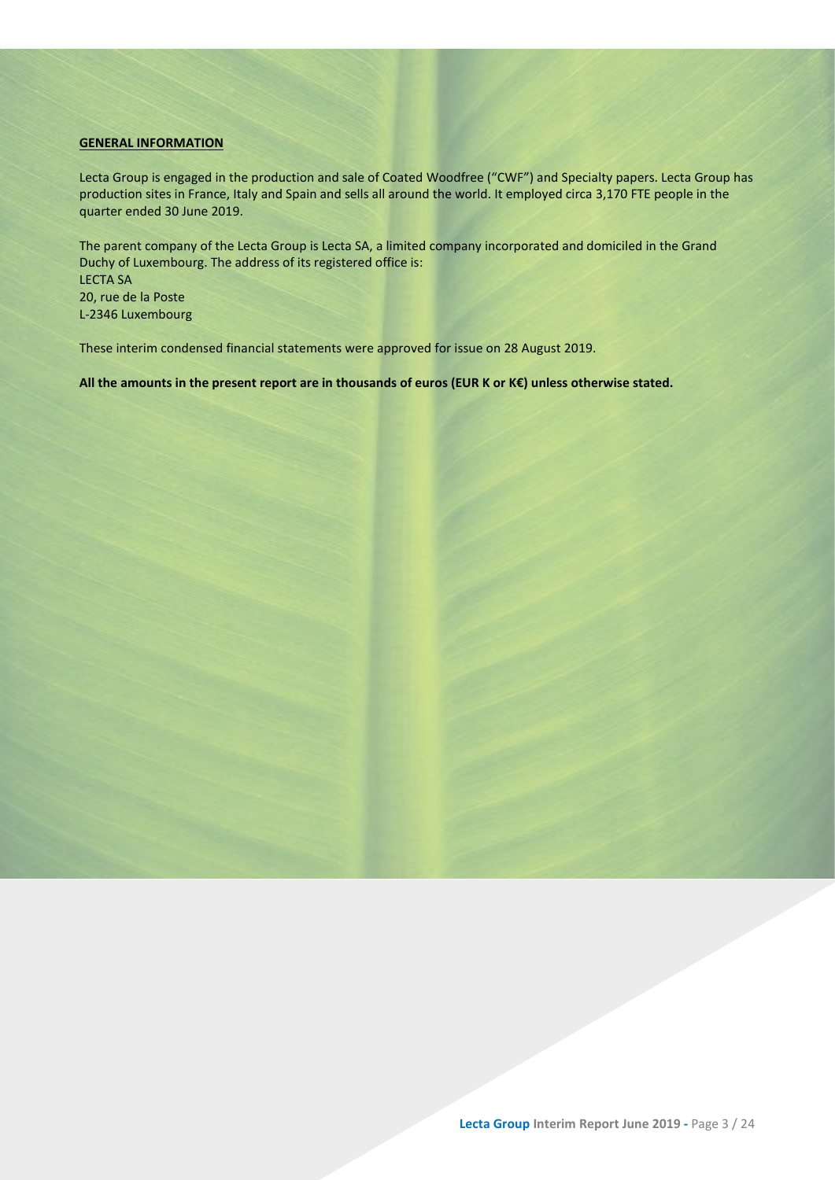## GENERAL INFORMATION

Lecta Group is engaged in the production and sale of Coated Woodfree ("CWF") and Specialty papers. Lecta Group has production sites in France, Italy and Spain and sells all around the world. It employed circa 3,170 FTE people in the quarter ended 30 June 2019.

The parent company of the Lecta Group is Lecta SA, a limited company incorporated and domiciled in the Grand Duchy of Luxembourg. The address of its registered office is:
LECTA SA
20, rue de la Poste
L-2346 Luxembourg

These interim condensed financial statements were approved for issue on 28 August 2019.

**All the amounts in the present report are in thousands of euros (EUR K or K€) unless otherwise stated.**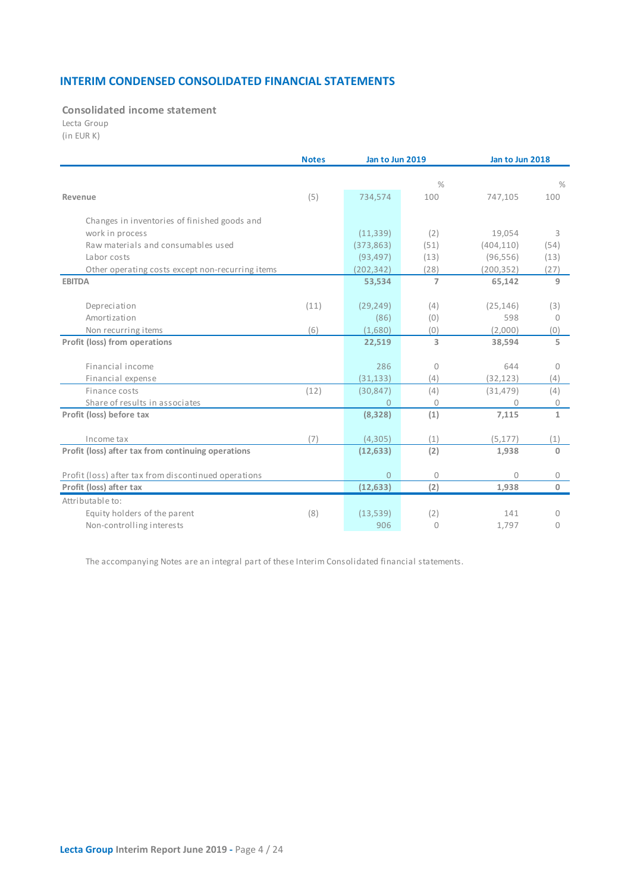## INTERIM CONDENSED CONSOLIDATED FINANCIAL STATEMENTS

### Consolidated income statement

Lecta Group
(in EUR K)

| | Notes | Jan to Jun 2019 | % | Jan to Jun 2018 | % |
|---|---|---|---|---|---|
| **Revenue** | (5) | 734,574 | 100 | 747,105 | 100 |
| Changes in inventories of finished goods and work in process | | (11,339) | (2) | 19,054 | 3 |
| Raw materials and consumables used | | (373,863) | (51) | (404,110) | (54) |
| Labor costs | | (93,497) | (13) | (96,556) | (13) |
| Other operating costs except non-recurring items | | (202,342) | (28) | (200,352) | (27) |
| **EBITDA** | | **53,534** | **7** | **65,142** | **9** |
| Depreciation | (11) | (29,249) | (4) | (25,146) | (3) |
| Amortization | | (86) | (0) | 598 | 0 |
| Non recurring items | (6) | (1,680) | (0) | (2,000) | (0) |
| **Profit (loss) from operations** | | **22,519** | **3** | **38,594** | **5** |
| Financial income | | 286 | 0 | 644 | 0 |
| Financial expense | | (31,133) | (4) | (32,123) | (4) |
| Finance costs | (12) | (30,847) | (4) | (31,479) | (4) |
| Share of results in associates | | 0 | 0 | 0 | 0 |
| **Profit (loss) before tax** | | **(8,328)** | **(1)** | **7,115** | **1** |
| Income tax | (7) | (4,305) | (1) | (5,177) | (1) |
| **Profit (loss) after tax from continuing operations** | | **(12,633)** | **(2)** | **1,938** | **0** |
| Profit (loss) after tax from discontinued operations | | 0 | 0 | 0 | 0 |
| **Profit (loss) after tax** | | **(12,633)** | **(2)** | **1,938** | **0** |
| Attributable to: | | | | | |
| Equity holders of the parent | (8) | (13,539) | (2) | 141 | 0 |
| Non-controlling interests | | 906 | 0 | 1,797 | 0 |

The accompanying Notes are an integral part of these Interim Consolidated financial statements.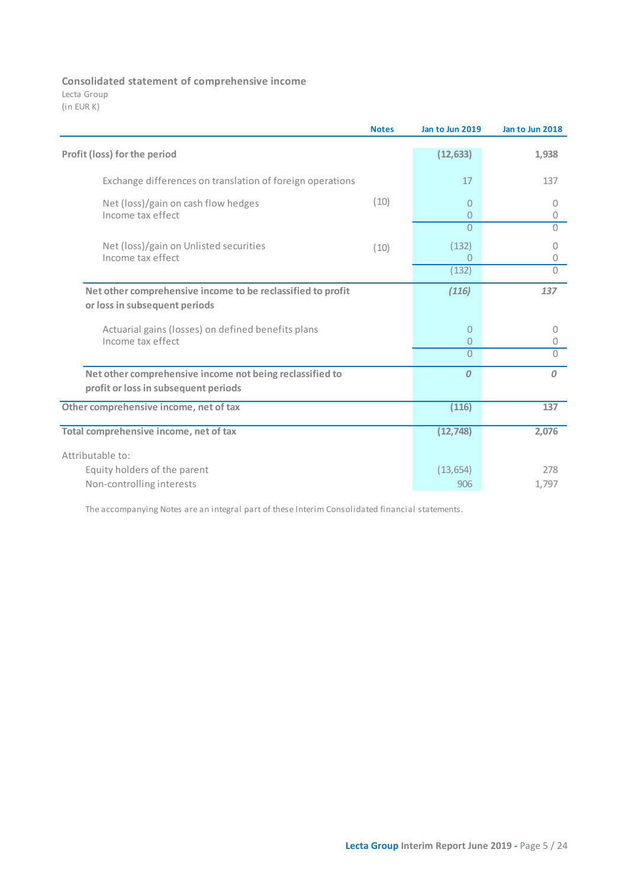## Consolidated statement of comprehensive income

Lecta Group
(in EUR K)

| | Notes | Jan to Jun 2019 | Jan to Jun 2018 |
|---|---|---|---|
| **Profit (loss) for the period** | | **(12,633)** | **1,938** |
| Exchange differences on translation of foreign operations | | 17 | 137 |
| Net (loss)/gain on cash flow hedges | (10) | 0 | 0 |
| Income tax effect | | 0 | 0 |
| | | 0 | 0 |
| Net (loss)/gain on Unlisted securities | (10) | (132) | 0 |
| Income tax effect | | 0 | 0 |
| | | (132) | 0 |
| **Net other comprehensive income to be reclassified to profit or loss in subsequent periods** | | ***(116)*** | ***137*** |
| Actuarial gains (losses) on defined benefits plans | | 0 | 0 |
| Income tax effect | | 0 | 0 |
| | | 0 | 0 |
| **Net other comprehensive income not being reclassified to profit or loss in subsequent periods** | | ***0*** | ***0*** |
| **Other comprehensive income, net of tax** | | **(116)** | **137** |
| **Total comprehensive income, net of tax** | | **(12,748)** | **2,076** |
| Attributable to: | | | |
| Equity holders of the parent | | (13,654) | 278 |
| Non-controlling interests | | 906 | 1,797 |

The accompanying Notes are an integral part of these Interim Consolidated financial statements.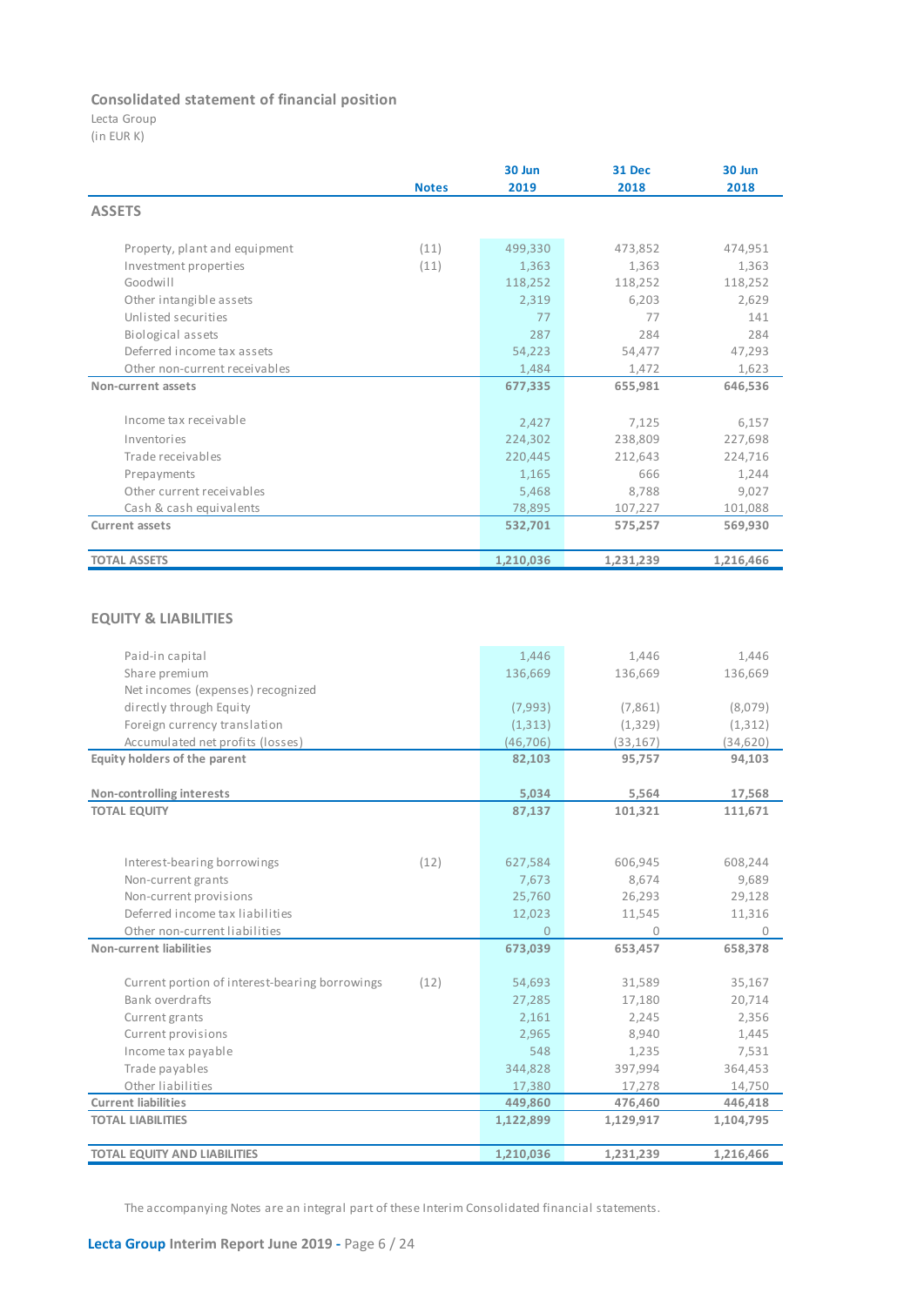## Consolidated statement of financial position

Lecta Group

(in EUR K)

| | Notes | 30 Jun 2019 | 31 Dec 2018 | 30 Jun 2018 |
|---|---|---|---|---|
| **ASSETS** | | | | |
| Property, plant and equipment | (11) | 499,330 | 473,852 | 474,951 |
| Investment properties | (11) | 1,363 | 1,363 | 1,363 |
| Goodwill | | 118,252 | 118,252 | 118,252 |
| Other intangible assets | | 2,319 | 6,203 | 2,629 |
| Unlisted securities | | 77 | 77 | 141 |
| Biological assets | | 287 | 284 | 284 |
| Deferred income tax assets | | 54,223 | 54,477 | 47,293 |
| Other non-current receivables | | 1,484 | 1,472 | 1,623 |
| **Non-current assets** | | **677,335** | **655,981** | **646,536** |
| Income tax receivable | | 2,427 | 7,125 | 6,157 |
| Inventories | | 224,302 | 238,809 | 227,698 |
| Trade receivables | | 220,445 | 212,643 | 224,716 |
| Prepayments | | 1,165 | 666 | 1,244 |
| Other current receivables | | 5,468 | 8,788 | 9,027 |
| Cash & cash equivalents | | 78,895 | 107,227 | 101,088 |
| **Current assets** | | **532,701** | **575,257** | **569,930** |
| **TOTAL ASSETS** | | **1,210,036** | **1,231,239** | **1,216,466** |

| | Notes | 30 Jun 2019 | 31 Dec 2018 | 30 Jun 2018 |
|---|---|---|---|---|
| **EQUITY & LIABILITIES** | | | | |
| Paid-in capital | | 1,446 | 1,446 | 1,446 |
| Share premium | | 136,669 | 136,669 | 136,669 |
| Net incomes (expenses) recognized directly through Equity | | (7,993) | (7,861) | (8,079) |
| Foreign currency translation | | (1,313) | (1,329) | (1,312) |
| Accumulated net profits (losses) | | (46,706) | (33,167) | (34,620) |
| **Equity holders of the parent** | | **82,103** | **95,757** | **94,103** |
| **Non-controlling interests** | | **5,034** | **5,564** | **17,568** |
| **TOTAL EQUITY** | | **87,137** | **101,321** | **111,671** |
| Interest-bearing borrowings | (12) | 627,584 | 606,945 | 608,244 |
| Non-current grants | | 7,673 | 8,674 | 9,689 |
| Non-current provisions | | 25,760 | 26,293 | 29,128 |
| Deferred income tax liabilities | | 12,023 | 11,545 | 11,316 |
| Other non-current liabilities | | 0 | 0 | 0 |
| **Non-current liabilities** | | **673,039** | **653,457** | **658,378** |
| Current portion of interest-bearing borrowings | (12) | 54,693 | 31,589 | 35,167 |
| Bank overdrafts | | 27,285 | 17,180 | 20,714 |
| Current grants | | 2,161 | 2,245 | 2,356 |
| Current provisions | | 2,965 | 8,940 | 1,445 |
| Income tax payable | | 548 | 1,235 | 7,531 |
| Trade payables | | 344,828 | 397,994 | 364,453 |
| Other liabilities | | 17,380 | 17,278 | 14,750 |
| **Current liabilities** | | **449,860** | **476,460** | **446,418** |
| **TOTAL LIABILITIES** | | **1,122,899** | **1,129,917** | **1,104,795** |
| **TOTAL EQUITY AND LIABILITIES** | | **1,210,036** | **1,231,239** | **1,216,466** |

The accompanying Notes are an integral part of these Interim Consolidated financial statements.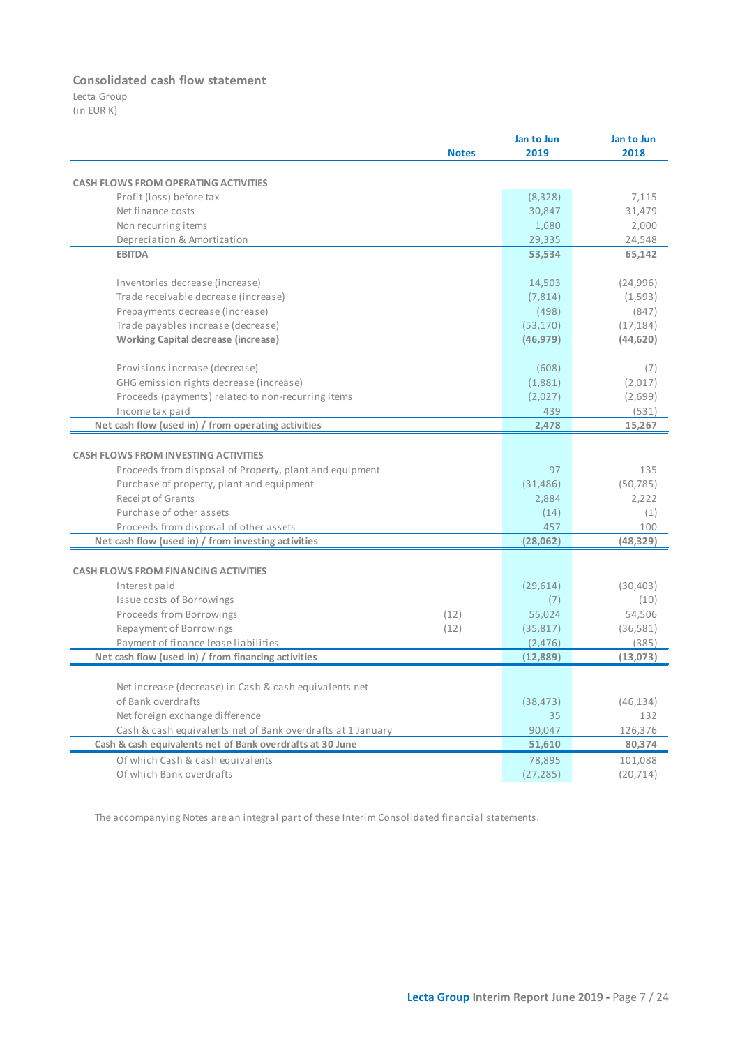## Consolidated cash flow statement

Lecta Group
(in EUR K)

| | Notes | Jan to Jun 2019 | Jan to Jun 2018 |
|---|---|---|---|
| **CASH FLOWS FROM OPERATING ACTIVITIES** | | | |
| Profit (loss) before tax | | (8,328) | 7,115 |
| Net finance costs | | 30,847 | 31,479 |
| Non recurring items | | 1,680 | 2,000 |
| Depreciation & Amortization | | 29,335 | 24,548 |
| **EBITDA** | | **53,534** | **65,142** |
| Inventories decrease (increase) | | 14,503 | (24,996) |
| Trade receivable decrease (increase) | | (7,814) | (1,593) |
| Prepayments decrease (increase) | | (498) | (847) |
| Trade payables increase (decrease) | | (53,170) | (17,184) |
| **Working Capital decrease (increase)** | | **(46,979)** | **(44,620)** |
| Provisions increase (decrease) | | (608) | (7) |
| GHG emission rights decrease (increase) | | (1,881) | (2,017) |
| Proceeds (payments) related to non-recurring items | | (2,027) | (2,699) |
| Income tax paid | | 439 | (531) |
| **Net cash flow (used in) / from operating activities** | | **2,478** | **15,267** |
| **CASH FLOWS FROM INVESTING ACTIVITIES** | | | |
| Proceeds from disposal of Property, plant and equipment | | 97 | 135 |
| Purchase of property, plant and equipment | | (31,486) | (50,785) |
| Receipt of Grants | | 2,884 | 2,222 |
| Purchase of other assets | | (14) | (1) |
| Proceeds from disposal of other assets | | 457 | 100 |
| **Net cash flow (used in) / from investing activities** | | **(28,062)** | **(48,329)** |
| **CASH FLOWS FROM FINANCING ACTIVITIES** | | | |
| Interest paid | | (29,614) | (30,403) |
| Issue costs of Borrowings | | (7) | (10) |
| Proceeds from Borrowings | (12) | 55,024 | 54,506 |
| Repayment of Borrowings | (12) | (35,817) | (36,581) |
| Payment of finance lease liabilities | | (2,476) | (385) |
| **Net cash flow (used in) / from financing activities** | | **(12,889)** | **(13,073)** |
| Net increase (decrease) in Cash & cash equivalents net of Bank overdrafts | | (38,473) | (46,134) |
| Net foreign exchange difference | | 35 | 132 |
| Cash & cash equivalents net of Bank overdrafts at 1 January | | 90,047 | 126,376 |
| **Cash & cash equivalents net of Bank overdrafts at 30 June** | | **51,610** | **80,374** |
| Of which Cash & cash equivalents | | 78,895 | 101,088 |
| Of which Bank overdrafts | | (27,285) | (20,714) |

The accompanying Notes are an integral part of these Interim Consolidated financial statements.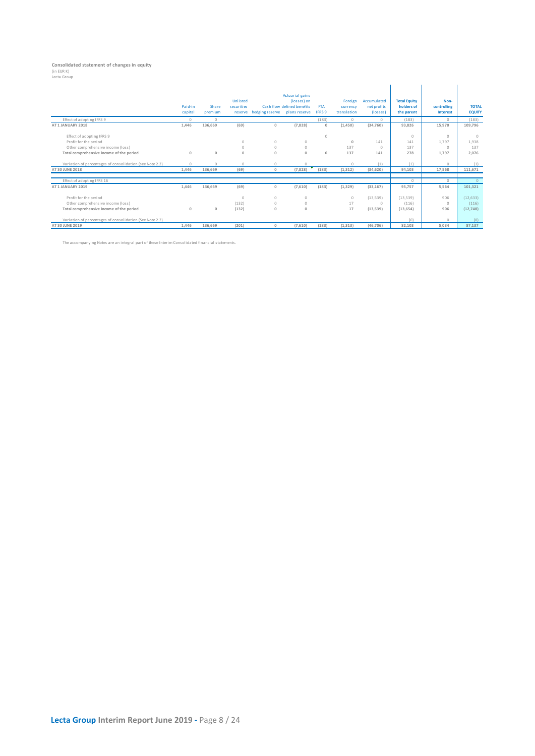**Consolidated statement of changes in equity**
(in EUR K)
Lecta Group

| | Paid-in capital | Share premium | Unlisted securities reserve | Cash flow hedging reserve | Actuarial gains (losses) on defined benefits plans reserve | FTA IFRS 9 | Foreign currency translation | Accumulated net profits (losses) | Total Equity holders of the parent | Non-controlling Interest | TOTAL EQUITY |
|---|---|---|---|---|---|---|---|---|---|---|---|
| Effect of adopting IFRS 9 | 0 | 0 | | | | (183) | 0 | 0 | (183) | 0 | (183) |
| **AT 1 JANUARY 2018** | 1,446 | 136,669 | (69) | 0 | (7,828) | 0 | (1,450) | (34,760) | 93,826 | 15,970 | 109,796 |
| Effect of adopting IFRS 9 | | | | | | 0 | | | 0 | 0 | 0 |
| Profit for the period | | | 0 | 0 | 0 | | 0 | 141 | 141 | 1,797 | 1,938 |
| Other comprehensive income (loss) | | | 0 | 0 | 0 | | 137 | 0 | 137 | 0 | 137 |
| **Total comprehensive income of the period** | 0 | 0 | 0 | 0 | 0 | 0 | 137 | 141 | 278 | 1,797 | 2,076 |
| Variation of percentages of consolidation (see Note 2.2) | 0 | 0 | 0 | 0 | 0 | | 0 | (1) | (1) | 0 | (1) |
| **AT 30 JUNE 2018** | 1,446 | 136,669 | (69) | 0 | (7,828) | (183) | (1,312) | (34,620) | 94,103 | 17,568 | 111,671 |
| Effect of adopting IFRS 16 | | | | | | | | | 0 | 0 | 0 |
| **AT 1 JANUARY 2019** | 1,446 | 136,669 | (69) | 0 | (7,610) | (183) | (1,329) | (33,167) | 95,757 | 5,564 | 101,321 |
| Profit for the period | | | 0 | 0 | 0 | | 0 | (13,539) | (13,539) | 906 | (12,633) |
| Other comprehensive income (loss) | | | (132) | 0 | 0 | | 17 | 0 | (116) | 0 | (116) |
| **Total comprehensive income of the period** | 0 | 0 | (132) | 0 | 0 | | 17 | (13,539) | (13,654) | 906 | (12,748) |
| Variation of percentages of consolidation (See Note 2.2) | | | | | | | | | (0) | 0 | (0) |
| **AT 30 JUNE 2019** | 1,446 | 136,669 | (201) | 0 | (7,610) | (183) | (1,313) | (46,706) | 82,103 | 5,034 | 87,137 |

The accompanying Notes are an integral part of these Interim Consolidated financial statements.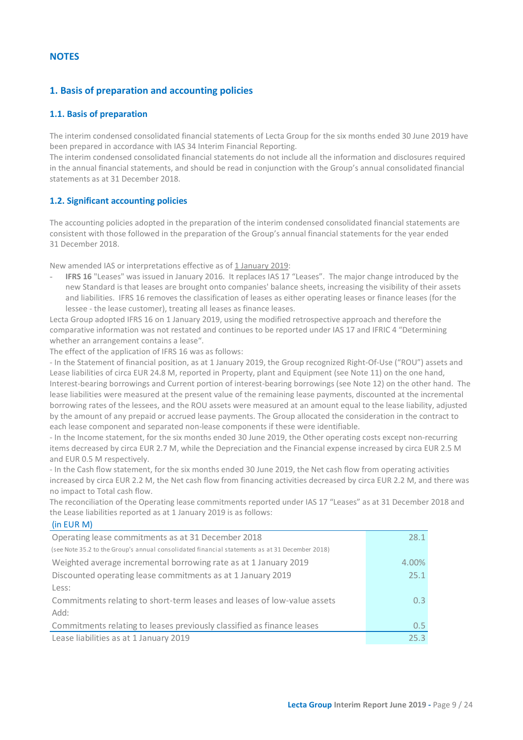# NOTES

## 1. Basis of preparation and accounting policies

### 1.1. Basis of preparation

The interim condensed consolidated financial statements of Lecta Group for the six months ended 30 June 2019 have been prepared in accordance with IAS 34 Interim Financial Reporting.
The interim condensed consolidated financial statements do not include all the information and disclosures required in the annual financial statements, and should be read in conjunction with the Group's annual consolidated financial statements as at 31 December 2018.

### 1.2. Significant accounting policies

The accounting policies adopted in the preparation of the interim condensed consolidated financial statements are consistent with those followed in the preparation of the Group's annual financial statements for the year ended 31 December 2018.

New amended IAS or interpretations effective as of 1 January 2019:

- **IFRS 16** "Leases" was issued in January 2016. It replaces IAS 17 "Leases". The major change introduced by the new Standard is that leases are brought onto companies' balance sheets, increasing the visibility of their assets and liabilities. IFRS 16 removes the classification of leases as either operating leases or finance leases (for the lessee - the lease customer), treating all leases as finance leases.

Lecta Group adopted IFRS 16 on 1 January 2019, using the modified retrospective approach and therefore the comparative information was not restated and continues to be reported under IAS 17 and IFRIC 4 "Determining whether an arrangement contains a lease".
The effect of the application of IFRS 16 was as follows:
- In the Statement of financial position, as at 1 January 2019, the Group recognized Right-Of-Use ("ROU") assets and Lease liabilities of circa EUR 24.8 M, reported in Property, plant and Equipment (see Note 11) on the one hand, Interest-bearing borrowings and Current portion of interest-bearing borrowings (see Note 12) on the other hand. The lease liabilities were measured at the present value of the remaining lease payments, discounted at the incremental borrowing rates of the lessees, and the ROU assets were measured at an amount equal to the lease liability, adjusted by the amount of any prepaid or accrued lease payments. The Group allocated the consideration in the contract to each lease component and separated non-lease components if these were identifiable.
- In the Income statement, for the six months ended 30 June 2019, the Other operating costs except non-recurring items decreased by circa EUR 2.7 M, while the Depreciation and the Financial expense increased by circa EUR 2.5 M and EUR 0.5 M respectively.
- In the Cash flow statement, for the six months ended 30 June 2019, the Net cash flow from operating activities increased by circa EUR 2.2 M, the Net cash flow from financing activities decreased by circa EUR 2.2 M, and there was no impact to Total cash flow.

The reconciliation of the Operating lease commitments reported under IAS 17 "Leases" as at 31 December 2018 and the Lease liabilities reported as at 1 January 2019 is as follows:

| (in EUR M) | |
|---|---|
| Operating lease commitments as at 31 December 2018<br>(see Note 35.2 to the Group's annual consolidated financial statements as at 31 December 2018) | 28.1 |
| Weighted average incremental borrowing rate as at 1 January 2019 | 4.00% |
| Discounted operating lease commitments as at 1 January 2019 | 25.1 |
| Less: | |
| Commitments relating to short-term leases and leases of low-value assets | 0.3 |
| Add: | |
| Commitments relating to leases previously classified as finance leases | 0.5 |
| Lease liabilities as at 1 January 2019 | 25.3 |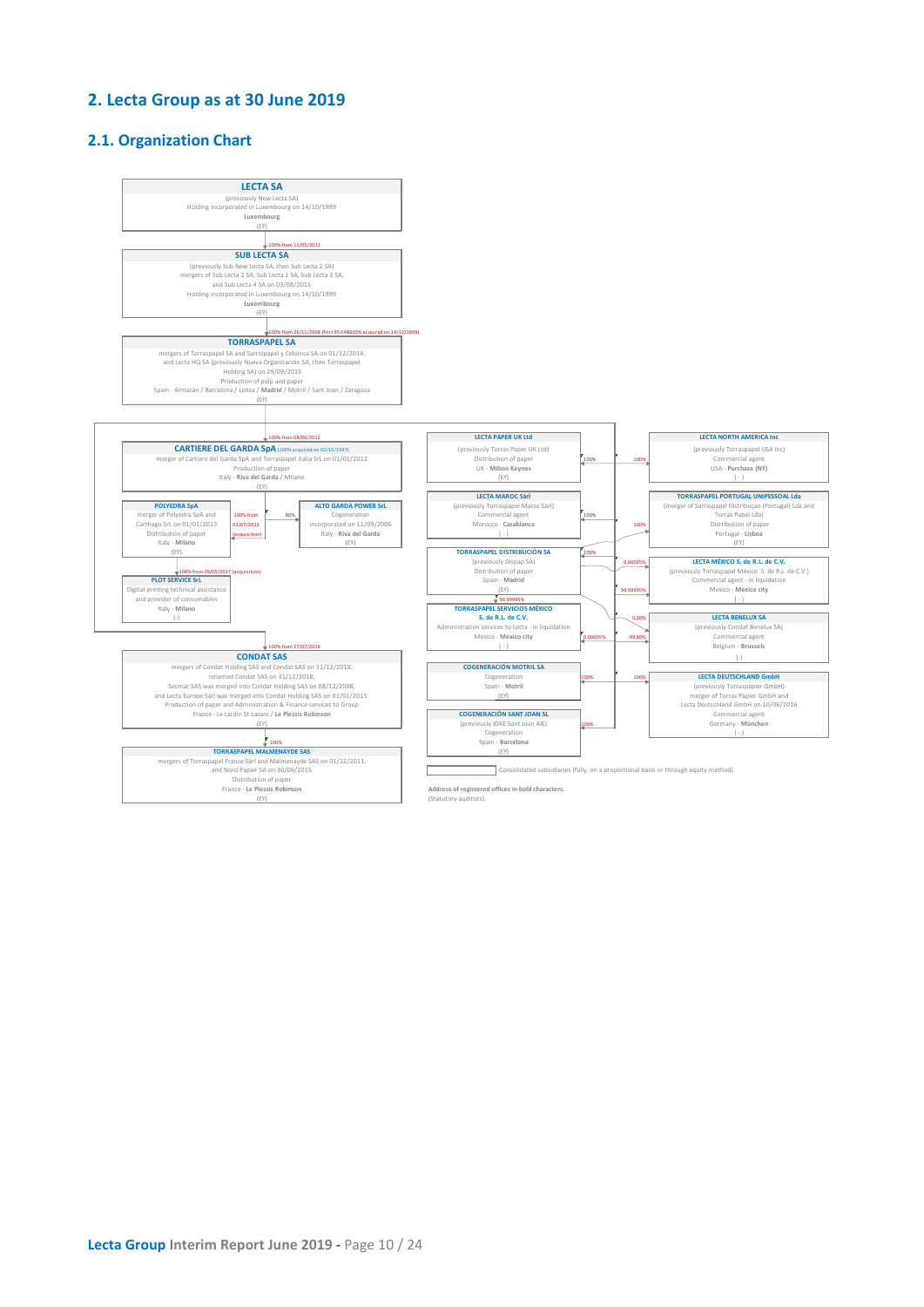## 2. Lecta Group as at 30 June 2019

### 2.1. Organization Chart

**LECTA SA**
(previously New Lecta SA)
Holding incorporated in Luxembourg on 14/10/1999
**Luxembourg**
(EY)

↓ 100% from 11/05/2012

**SUB LECTA SA**
(previously Sub New Lecta SA, then Sub Lecta 2 SA)
mergers of Sub Lecta 2 SA, Sub Lecta 1 SA, Sub Lecta 3 SA, and Sub Lecta 4 SA on 03/08/2015
Holding incorporated in Luxembourg on 14/10/1999
**Luxembourg**
(EY)

↓ 100% from 26/11/2008 (first 95.048600% acquired on 14/12/1999)

**TORRASPAPEL SA**
mergers of Torraspapel SA and Sarriopapel y Celulosa SA on 01/12/2014, and Lecta HQ SA (previously Nueva Organización SA, then Torraspapel Holding SA) on 29/09/2015
Production of pulp and paper
Spain - Almazán / Barcelona / Leitza / **Madrid** / Motril / Sant Joan / Zaragoza
(EY)

↓ 100% from 08/06/2012

**CARTIERE DEL GARDA SpA** (100% acquired on 02/10/1997)
merger of Cartiere del Garda SpA and Torraspapel Italia SrL on 01/01/2012
Production of paper
Italy - **Riva del Garda** / Milano
(EY)

- 100% from 02/07/2012 (acquisition) → **POLYEDRA SpA**
  merger of Polyedra SpA and Carthago SrL on 01/01/2013
  Distribution of paper
  Italy - **Milano**
  (EY)
  - ↓ 100% from 09/05/2017 (acquisition) → **PLOT SERVICE SrL**
    Digital printing technical assistance and provider of consumables
    Italy - **Milano**
    (-)
- 80% → **ALTO GARDA POWER SrL**
  Cogeneration
  incorporated on 11/09/2006
  Italy - **Riva del Garda**
  (EY)

↓ 100% from 27/07/2016

**CONDAT SAS**
mergers of Condat Holding SAS and Condat SAS on 31/12/2018, renamed Condat SAS on 31/12/2018;
Secmar SAS was merged into Condat Holding SAS on 08/12/2008, and Lecta Europe Sàrl was merged into Condat Holding SAS on 01/01/2015.
Production of paper and Administration & Finance services to Group
France - Le Lardin St Lazare / **Le Plessis Robinson**
(EY)

↓ 100%

**TORRASPAPEL MALMENAYDE SAS**
mergers of Torraspapel France Sàrl and Malmenayde SAS on 01/12/2011, and Nord Papier SA on 30/06/2015
Distribution of paper
France - **Le Plessis Robinson**
(EY)

Subsidiaries of Torraspapel SA:

- 100% → **LECTA PAPER UK Ltd**
  (previously Torras Paper UK Ltd)
  Distribution of paper
  UK - **Milton Keynes**
  (EY)
- 100% → **LECTA MAROC Sàrl**
  (previously Torraspapel Maroc Sàrl)
  Commercial agent
  Morocco - **Casablanca**
  ( - )
- 100% → **TORRASPAPEL DISTRIBUCIÓN SA**
  (previously Dispap SA)
  Distribution of paper
  Spain - **Madrid**
  (EY)
  - 0.00005% → LECTA MÉXICO S. de R.L. de C.V.
  - 99.99995% → TORRASPAPEL SERVICIOS MÉXICO S. de R.L. de C.V.
  - 0.20% → LECTA BENELUX SA
- 0.00005% → **TORRASPAPEL SERVICIOS MÉXICO S. de R.L. de C.V.**
  Administration services to Lecta - in liquidation
  Mexico - **Mexico city**
  ( - )
  - 99.80% → LECTA BENELUX SA
- 100% → **COGENERACIÓN MOTRIL SA**
  Cogeneration
  Spain - **Motril**
  (EY)
- 100% → **COGENERACIÓN SANT JOAN SL**
  (previously IDAE Sant Joan AIE)
  Cogeneration
  Spain - **Barcelona**
  (EY)
- 100% → **LECTA NORTH AMERICA Inc**
  (previously Torraspapel USA Inc)
  Commercial agent
  USA - **Purchase (NY)**
  ( - )
- 100% → **TORRASPAPEL PORTUGAL UNIPESSOAL Lda**
  (merger of Sarriopapel Distribuçao (Portugal) Lda and Torras Papel Lda)
  Distribution of paper
  Portugal - **Lisboa**
  (EY)
- 99.99995% → **LECTA MÉXICO S. de R.L. de C.V.**
  (previously Torraspapel México S. de R.L. de C.V.)
  Commercial agent - in liquidation
  Mexico - **Mexico city**
  ( - )
- **LECTA BENELUX SA**
  (previously Condat Benelux SA)
  Commercial agent
  Belgium - **Brussels**
  (-)
- 100% → **LECTA DEUTSCHLAND GmbH**
  (previously Torraspapier GmbH)
  merger of Torras Papier GmbH and Lecta Deutschland GmbH on 10/06/2016
  Commercial agent
  Germany - **München**
  ( - )

▭ Consolidated subsidiaries (fully, on a proportional basis or through equity method).

**Address of registered offices in bold characters.**
(Statutory auditors).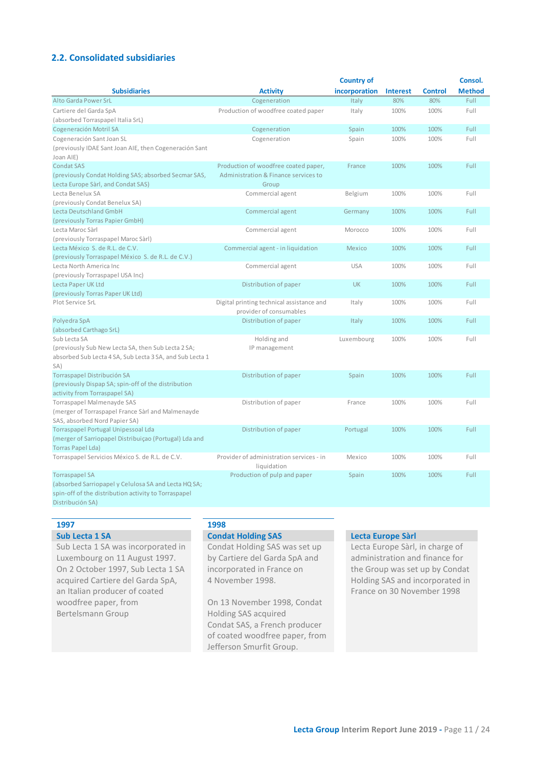## 2.2. Consolidated subsidiaries

| Subsidiaries | Activity | Country of incorporation | Interest | Control | Consol. Method |
|---|---|---|---|---|---|
| Alto Garda Power SrL | Cogeneration | Italy | 80% | 80% | Full |
| Cartiere del Garda SpA (absorbed Torraspapel Italia SrL) | Production of woodfree coated paper | Italy | 100% | 100% | Full |
| Cogeneración Motril SA | Cogeneration | Spain | 100% | 100% | Full |
| Cogeneración Sant Joan SL (previously IDAE Sant Joan AIE, then Cogeneración Sant Joan AIE) | Cogeneration | Spain | 100% | 100% | Full |
| Condat SAS (previously Condat Holding SAS; absorbed Secmar SAS, Lecta Europe Sàrl, and Condat SAS) | Production of woodfree coated paper, Administration & Finance services to Group | France | 100% | 100% | Full |
| Lecta Benelux SA (previously Condat Benelux SA) | Commercial agent | Belgium | 100% | 100% | Full |
| Lecta Deutschland GmbH (previously Torras Papier GmbH) | Commercial agent | Germany | 100% | 100% | Full |
| Lecta Maroc Sàrl (previously Torraspapel Maroc Sàrl) | Commercial agent | Morocco | 100% | 100% | Full |
| Lecta México S. de R.L. de C.V. (previously Torraspapel México S. de R.L. de C.V.) | Commercial agent - in liquidation | Mexico | 100% | 100% | Full |
| Lecta North America Inc (previously Torraspapel USA Inc) | Commercial agent | USA | 100% | 100% | Full |
| Lecta Paper UK Ltd (previously Torras Paper UK Ltd) | Distribution of paper | UK | 100% | 100% | Full |
| Plot Service SrL | Digital printing technical assistance and provider of consumables | Italy | 100% | 100% | Full |
| Polyedra SpA (absorbed Carthago SrL) | Distribution of paper | Italy | 100% | 100% | Full |
| Sub Lecta SA (previously Sub New Lecta SA, then Sub Lecta 2 SA; absorbed Sub Lecta 4 SA, Sub Lecta 3 SA, and Sub Lecta 1 SA) | Holding and IP management | Luxembourg | 100% | 100% | Full |
| Torraspapel Distribución SA (previously Dispap SA; spin-off of the distribution activity from Torraspapel SA) | Distribution of paper | Spain | 100% | 100% | Full |
| Torraspapel Malmenayde SAS (merger of Torraspapel France Sàrl and Malmenayde SAS, absorbed Nord Papier SA) | Distribution of paper | France | 100% | 100% | Full |
| Torraspapel Portugal Unipessoal Lda (merger of Sarriopapel Distribuiçao (Portugal) Lda and Torras Papel Lda) | Distribution of paper | Portugal | 100% | 100% | Full |
| Torraspapel Servicios México S. de R.L. de C.V. | Provider of administration services - in liquidation | Mexico | 100% | 100% | Full |
| Torraspapel SA (absorbed Sarriopapel y Celulosa SA and Lecta HQ SA; spin-off of the distribution activity to Torraspapel Distribución SA) | Production of pulp and paper | Spain | 100% | 100% | Full |

### 1997

**Sub Lecta 1 SA**

Sub Lecta 1 SA was incorporated in Luxembourg on 11 August 1997. On 2 October 1997, Sub Lecta 1 SA acquired Cartiere del Garda SpA, an Italian producer of coated woodfree paper, from Bertelsmann Group

### 1998

**Condat Holding SAS**

Condat Holding SAS was set up by Cartiere del Garda SpA and incorporated in France on 4 November 1998.

On 13 November 1998, Condat Holding SAS acquired Condat SAS, a French producer of coated woodfree paper, from Jefferson Smurfit Group.

**Lecta Europe Sàrl**

Lecta Europe Sàrl, in charge of administration and finance for the Group was set up by Condat Holding SAS and incorporated in France on 30 November 1998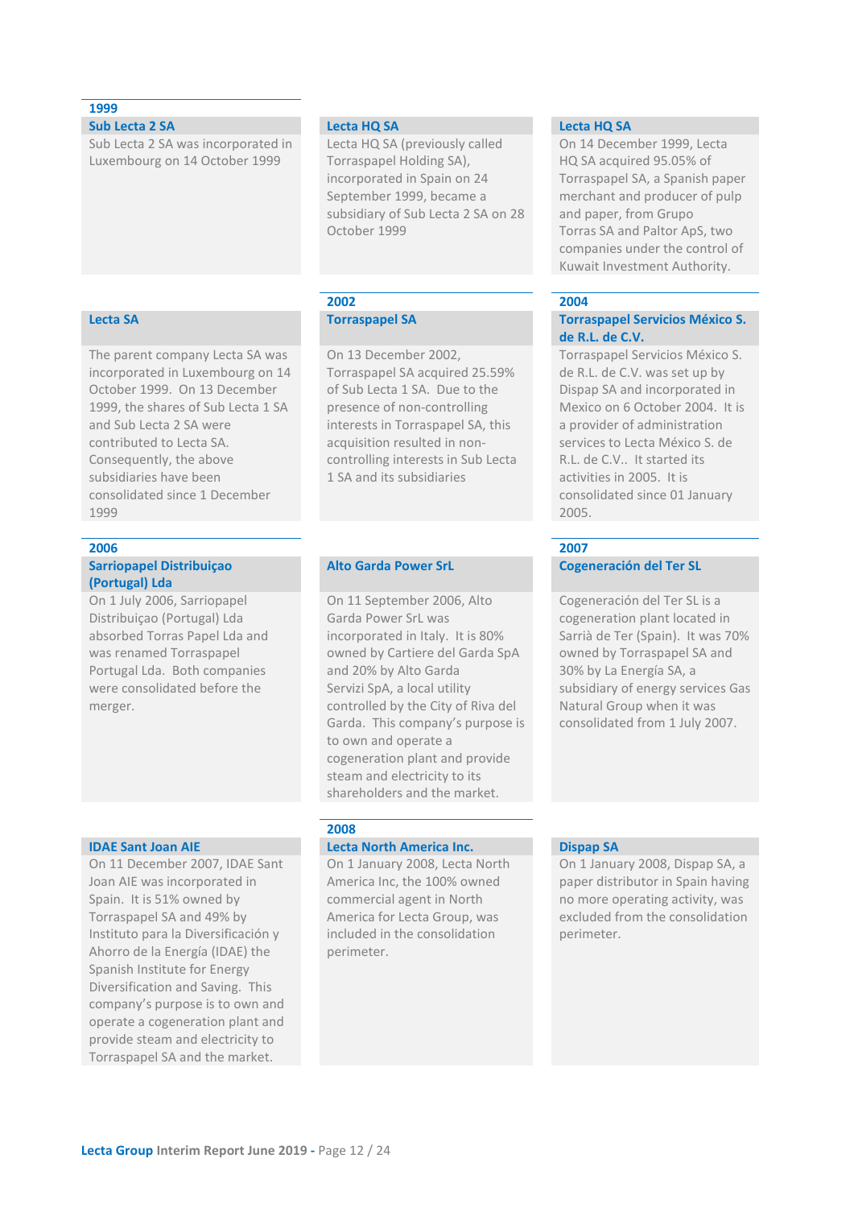### 1999

#### Sub Lecta 2 SA

Sub Lecta 2 SA was incorporated in Luxembourg on 14 October 1999

#### Lecta HQ SA

Lecta HQ SA (previously called Torraspapel Holding SA), incorporated in Spain on 24 September 1999, became a subsidiary of Sub Lecta 2 SA on 28 October 1999

#### Lecta HQ SA

On 14 December 1999, Lecta HQ SA acquired 95.05% of Torraspapel SA, a Spanish paper merchant and producer of pulp and paper, from Grupo Torras SA and Paltor ApS, two companies under the control of Kuwait Investment Authority.

#### Lecta SA

The parent company Lecta SA was incorporated in Luxembourg on 14 October 1999. On 13 December 1999, the shares of Sub Lecta 1 SA and Sub Lecta 2 SA were contributed to Lecta SA. Consequently, the above subsidiaries have been consolidated since 1 December 1999

### 2002

#### Torraspapel SA

On 13 December 2002, Torraspapel SA acquired 25.59% of Sub Lecta 1 SA. Due to the presence of non-controlling interests in Torraspapel SA, this acquisition resulted in non-controlling interests in Sub Lecta 1 SA and its subsidiaries

### 2004

#### Torraspapel Servicios México S. de R.L. de C.V.

Torraspapel Servicios México S. de R.L. de C.V. was set up by Dispap SA and incorporated in Mexico on 6 October 2004. It is a provider of administration services to Lecta México S. de R.L. de C.V.. It started its activities in 2005. It is consolidated since 01 January 2005.

### 2006

#### Sarriopapel Distribuiçao (Portugal) Lda

On 1 July 2006, Sarriopapel Distribuiçao (Portugal) Lda absorbed Torras Papel Lda and was renamed Torraspapel Portugal Lda. Both companies were consolidated before the merger.

#### Alto Garda Power SrL

On 11 September 2006, Alto Garda Power SrL was incorporated in Italy. It is 80% owned by Cartiere del Garda SpA and 20% by Alto Garda Servizi SpA, a local utility controlled by the City of Riva del Garda. This company's purpose is to own and operate a cogeneration plant and provide steam and electricity to its shareholders and the market.

### 2007

#### Cogeneración del Ter SL

Cogeneración del Ter SL is a cogeneration plant located in Sarrià de Ter (Spain). It was 70% owned by Torraspapel SA and 30% by La Energía SA, a subsidiary of energy services Gas Natural Group when it was consolidated from 1 July 2007.

#### IDAE Sant Joan AIE

On 11 December 2007, IDAE Sant Joan AIE was incorporated in Spain. It is 51% owned by Torraspapel SA and 49% by Instituto para la Diversificación y Ahorro de la Energía (IDAE) the Spanish Institute for Energy Diversification and Saving. This company's purpose is to own and operate a cogeneration plant and provide steam and electricity to Torraspapel SA and the market.

### 2008

#### Lecta North America Inc.

On 1 January 2008, Lecta North America Inc, the 100% owned commercial agent in North America for Lecta Group, was included in the consolidation perimeter.

#### Dispap SA

On 1 January 2008, Dispap SA, a paper distributor in Spain having no more operating activity, was excluded from the consolidation perimeter.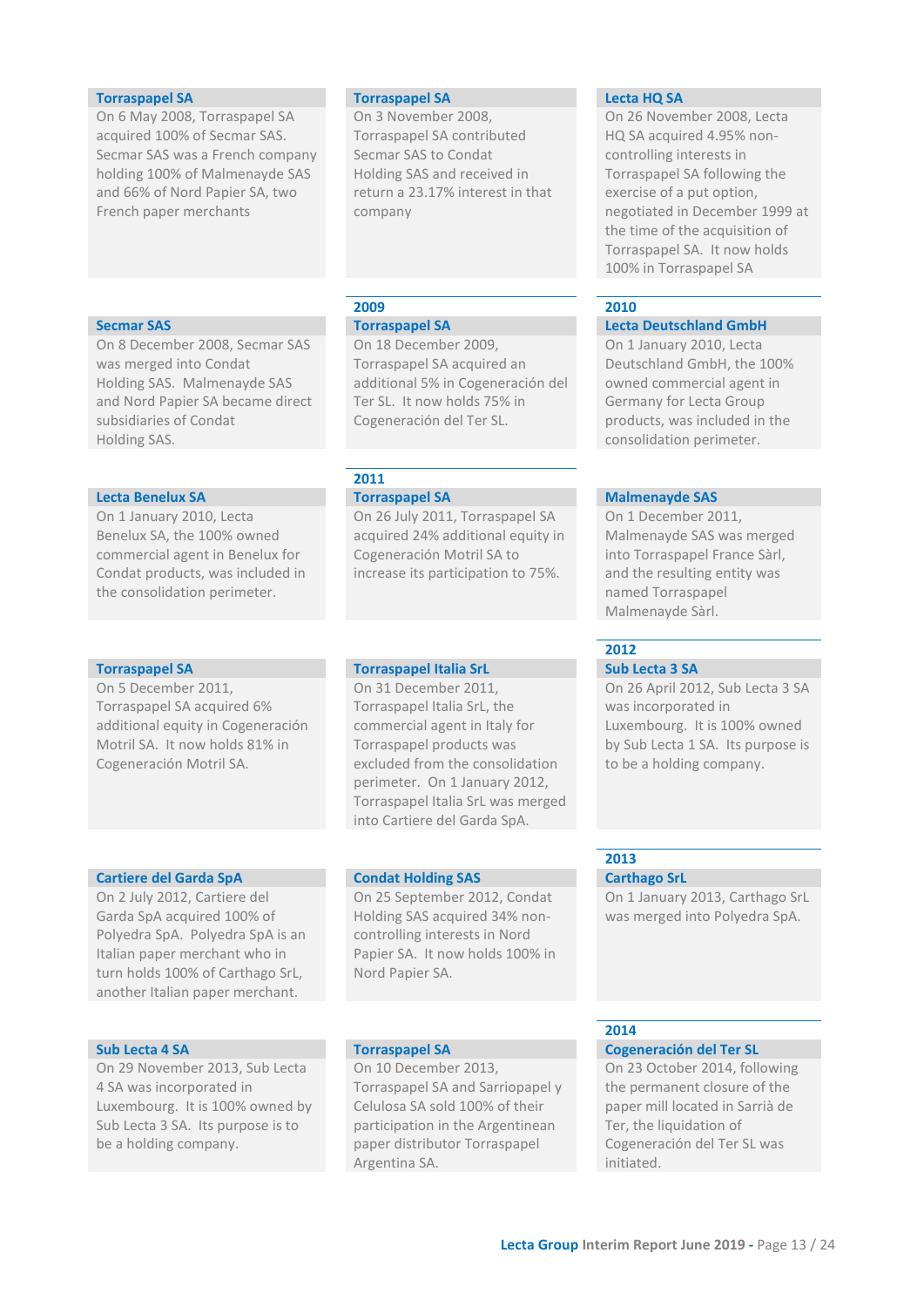**Torraspapel SA**

On 6 May 2008, Torraspapel SA acquired 100% of Secmar SAS. Secmar SAS was a French company holding 100% of Malmenayde SAS and 66% of Nord Papier SA, two French paper merchants

**Torraspapel SA**

On 3 November 2008, Torraspapel SA contributed Secmar SAS to Condat Holding SAS and received in return a 23.17% interest in that company

**Lecta HQ SA**

On 26 November 2008, Lecta HQ SA acquired 4.95% non-controlling interests in Torraspapel SA following the exercise of a put option, negotiated in December 1999 at the time of the acquisition of Torraspapel SA. It now holds 100% in Torraspapel SA

**Secmar SAS**

On 8 December 2008, Secmar SAS was merged into Condat Holding SAS. Malmenayde SAS and Nord Papier SA became direct subsidiaries of Condat Holding SAS.

## 2009

**Torraspapel SA**

On 18 December 2009, Torraspapel SA acquired an additional 5% in Cogeneración del Ter SL. It now holds 75% in Cogeneración del Ter SL.

## 2010

**Lecta Deutschland GmbH**

On 1 January 2010, Lecta Deutschland GmbH, the 100% owned commercial agent in Germany for Lecta Group products, was included in the consolidation perimeter.

**Lecta Benelux SA**

On 1 January 2010, Lecta Benelux SA, the 100% owned commercial agent in Benelux for Condat products, was included in the consolidation perimeter.

## 2011

**Torraspapel SA**

On 26 July 2011, Torraspapel SA acquired 24% additional equity in Cogeneración Motril SA to increase its participation to 75%.

**Malmenayde SAS**

On 1 December 2011, Malmenayde SAS was merged into Torraspapel France Sàrl, and the resulting entity was named Torraspapel Malmenayde Sàrl.

**Torraspapel SA**

On 5 December 2011, Torraspapel SA acquired 6% additional equity in Cogeneración Motril SA. It now holds 81% in Cogeneración Motril SA.

**Torraspapel Italia SrL**

On 31 December 2011, Torraspapel Italia SrL, the commercial agent in Italy for Torraspapel products was excluded from the consolidation perimeter. On 1 January 2012, Torraspapel Italia SrL was merged into Cartiere del Garda SpA.

## 2012

**Sub Lecta 3 SA**

On 26 April 2012, Sub Lecta 3 SA was incorporated in Luxembourg. It is 100% owned by Sub Lecta 1 SA. Its purpose is to be a holding company.

**Cartiere del Garda SpA**

On 2 July 2012, Cartiere del Garda SpA acquired 100% of Polyedra SpA. Polyedra SpA is an Italian paper merchant who in turn holds 100% of Carthago SrL, another Italian paper merchant.

**Condat Holding SAS**

On 25 September 2012, Condat Holding SAS acquired 34% non-controlling interests in Nord Papier SA. It now holds 100% in Nord Papier SA.

## 2013

**Carthago SrL**

On 1 January 2013, Carthago SrL was merged into Polyedra SpA.

**Sub Lecta 4 SA**

On 29 November 2013, Sub Lecta 4 SA was incorporated in Luxembourg. It is 100% owned by Sub Lecta 3 SA. Its purpose is to be a holding company.

**Torraspapel SA**

On 10 December 2013, Torraspapel SA and Sarriopapel y Celulosa SA sold 100% of their participation in the Argentinean paper distributor Torraspapel Argentina SA.

## 2014

**Cogeneración del Ter SL**

On 23 October 2014, following the permanent closure of the paper mill located in Sarrià de Ter, the liquidation of Cogeneración del Ter SL was initiated.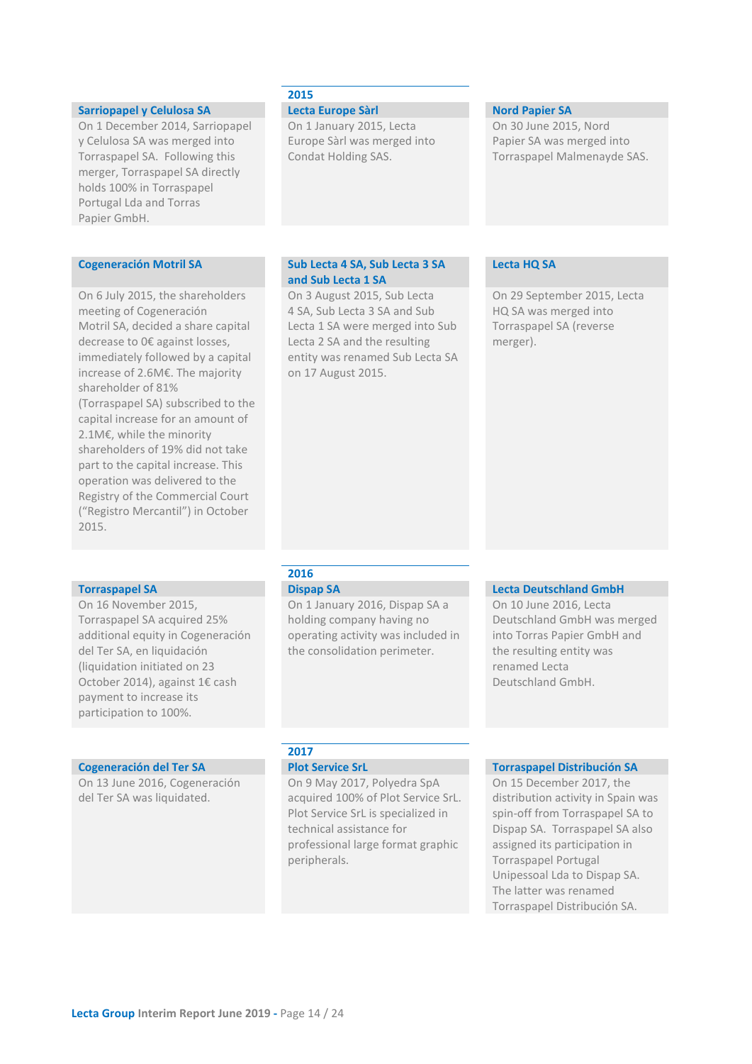**Sarriopapel y Celulosa SA**

On 1 December 2014, Sarriopapel y Celulosa SA was merged into Torraspapel SA. Following this merger, Torraspapel SA directly holds 100% in Torraspapel Portugal Lda and Torras Papier GmbH.

## 2015

**Lecta Europe Sàrl**

On 1 January 2015, Lecta Europe Sàrl was merged into Condat Holding SAS.

**Nord Papier SA**

On 30 June 2015, Nord Papier SA was merged into Torraspapel Malmenayde SAS.

**Cogeneración Motril SA**

On 6 July 2015, the shareholders meeting of Cogeneración Motril SA, decided a share capital decrease to 0€ against losses, immediately followed by a capital increase of 2.6M€. The majority shareholder of 81% (Torraspapel SA) subscribed to the capital increase for an amount of 2.1M€, while the minority shareholders of 19% did not take part to the capital increase. This operation was delivered to the Registry of the Commercial Court (“Registro Mercantil”) in October 2015.

**Sub Lecta 4 SA, Sub Lecta 3 SA and Sub Lecta 1 SA**

On 3 August 2015, Sub Lecta 4 SA, Sub Lecta 3 SA and Sub Lecta 1 SA were merged into Sub Lecta 2 SA and the resulting entity was renamed Sub Lecta SA on 17 August 2015.

**Lecta HQ SA**

On 29 September 2015, Lecta HQ SA was merged into Torraspapel SA (reverse merger).

**Torraspapel SA**

On 16 November 2015, Torraspapel SA acquired 25% additional equity in Cogeneración del Ter SA, en liquidación (liquidation initiated on 23 October 2014), against 1€ cash payment to increase its participation to 100%.

## 2016

**Dispap SA**

On 1 January 2016, Dispap SA a holding company having no operating activity was included in the consolidation perimeter.

**Lecta Deutschland GmbH**

On 10 June 2016, Lecta Deutschland GmbH was merged into Torras Papier GmbH and the resulting entity was renamed Lecta Deutschland GmbH.

**Cogeneración del Ter SA**

On 13 June 2016, Cogeneración del Ter SA was liquidated.

## 2017

**Plot Service SrL**

On 9 May 2017, Polyedra SpA acquired 100% of Plot Service SrL. Plot Service SrL is specialized in technical assistance for professional large format graphic peripherals.

**Torraspapel Distribución SA**

On 15 December 2017, the distribution activity in Spain was spin-off from Torraspapel SA to Dispap SA. Torraspapel SA also assigned its participation in Torraspapel Portugal Unipessoal Lda to Dispap SA. The latter was renamed Torraspapel Distribución SA.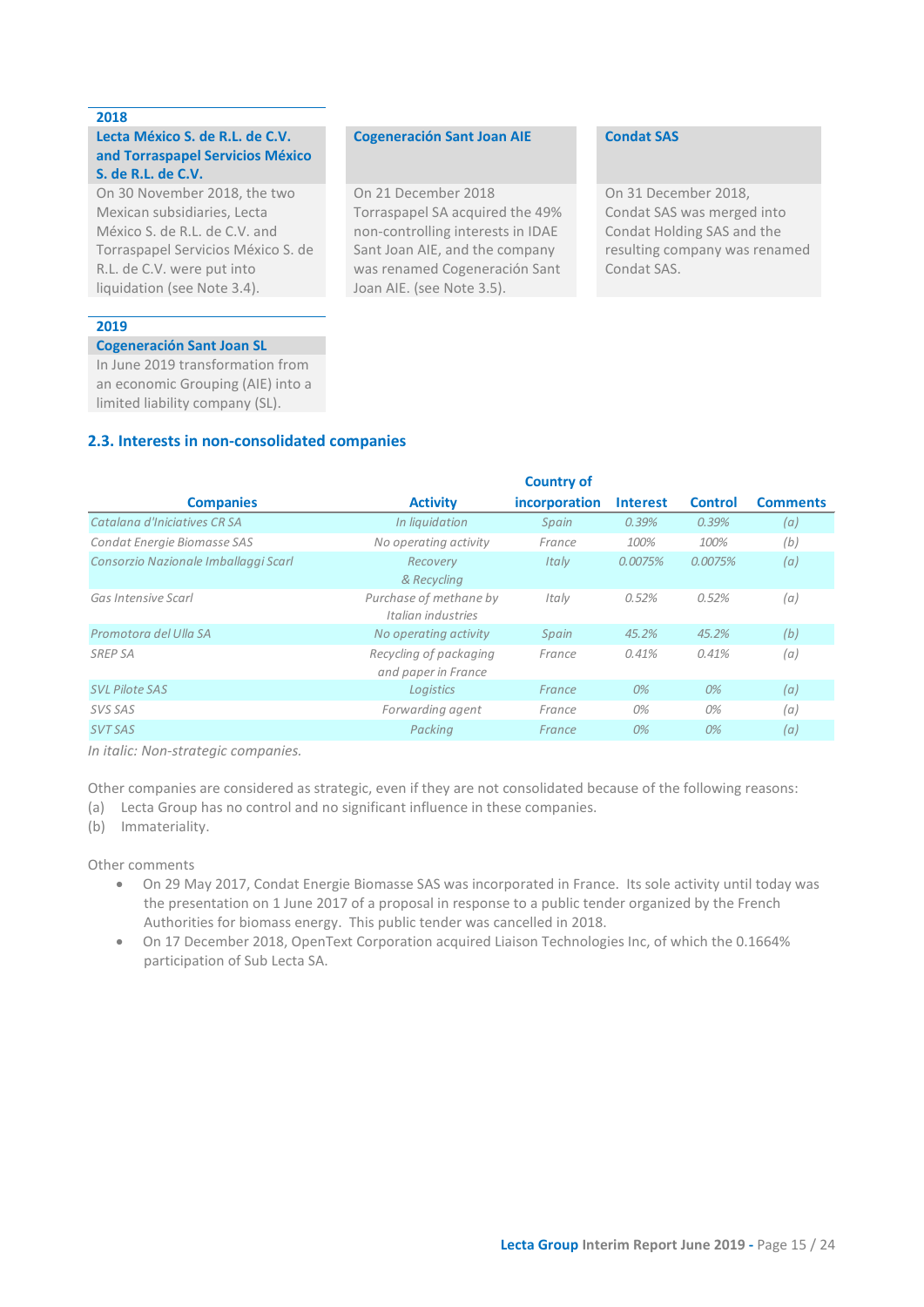**2018**

**Lecta México S. de R.L. de C.V. and Torraspapel Servicios México S. de R.L. de C.V.**

On 30 November 2018, the two Mexican subsidiaries, Lecta México S. de R.L. de C.V. and Torraspapel Servicios México S. de R.L. de C.V. were put into liquidation (see Note 3.4).

**Cogeneración Sant Joan AIE**

On 21 December 2018 Torraspapel SA acquired the 49% non-controlling interests in IDAE Sant Joan AIE, and the company was renamed Cogeneración Sant Joan AIE. (see Note 3.5).

**Condat SAS**

On 31 December 2018, Condat SAS was merged into Condat Holding SAS and the resulting company was renamed Condat SAS.

**2019**

**Cogeneración Sant Joan SL**

In June 2019 transformation from an economic Grouping (AIE) into a limited liability company (SL).

## 2.3. Interests in non-consolidated companies

| Companies | Activity | Country of incorporation | Interest | Control | Comments |
|---|---|---|---|---|---|
| *Catalana d'Iniciatives CR SA* | *In liquidation* | *Spain* | *0.39%* | *0.39%* | *(a)* |
| Condat Energie Biomasse SAS | No operating activity | France | 100% | 100% | (b) |
| *Consorzio Nazionale Imballaggi Scarl* | *Recovery & Recycling* | *Italy* | *0.0075%* | *0.0075%* | *(a)* |
| *Gas Intensive Scarl* | *Purchase of methane by Italian industries* | *Italy* | *0.52%* | *0.52%* | *(a)* |
| *Promotora del Ulla SA* | *No operating activity* | *Spain* | *45.2%* | *45.2%* | *(b)* |
| *SREP SA* | *Recycling of packaging and paper in France* | *France* | *0.41%* | *0.41%* | *(a)* |
| *SVL Pilote SAS* | *Logistics* | *France* | *0%* | *0%* | *(a)* |
| *SVS SAS* | *Forwarding agent* | *France* | *0%* | *0%* | *(a)* |
| *SVT SAS* | *Packing* | *France* | *0%* | *0%* | *(a)* |

*In italic: Non-strategic companies.*

Other companies are considered as strategic, even if they are not consolidated because of the following reasons:

(a) Lecta Group has no control and no significant influence in these companies.

(b) Immateriality.

Other comments

- On 29 May 2017, Condat Energie Biomasse SAS was incorporated in France. Its sole activity until today was the presentation on 1 June 2017 of a proposal in response to a public tender organized by the French Authorities for biomass energy. This public tender was cancelled in 2018.
- On 17 December 2018, OpenText Corporation acquired Liaison Technologies Inc, of which the 0.1664% participation of Sub Lecta SA.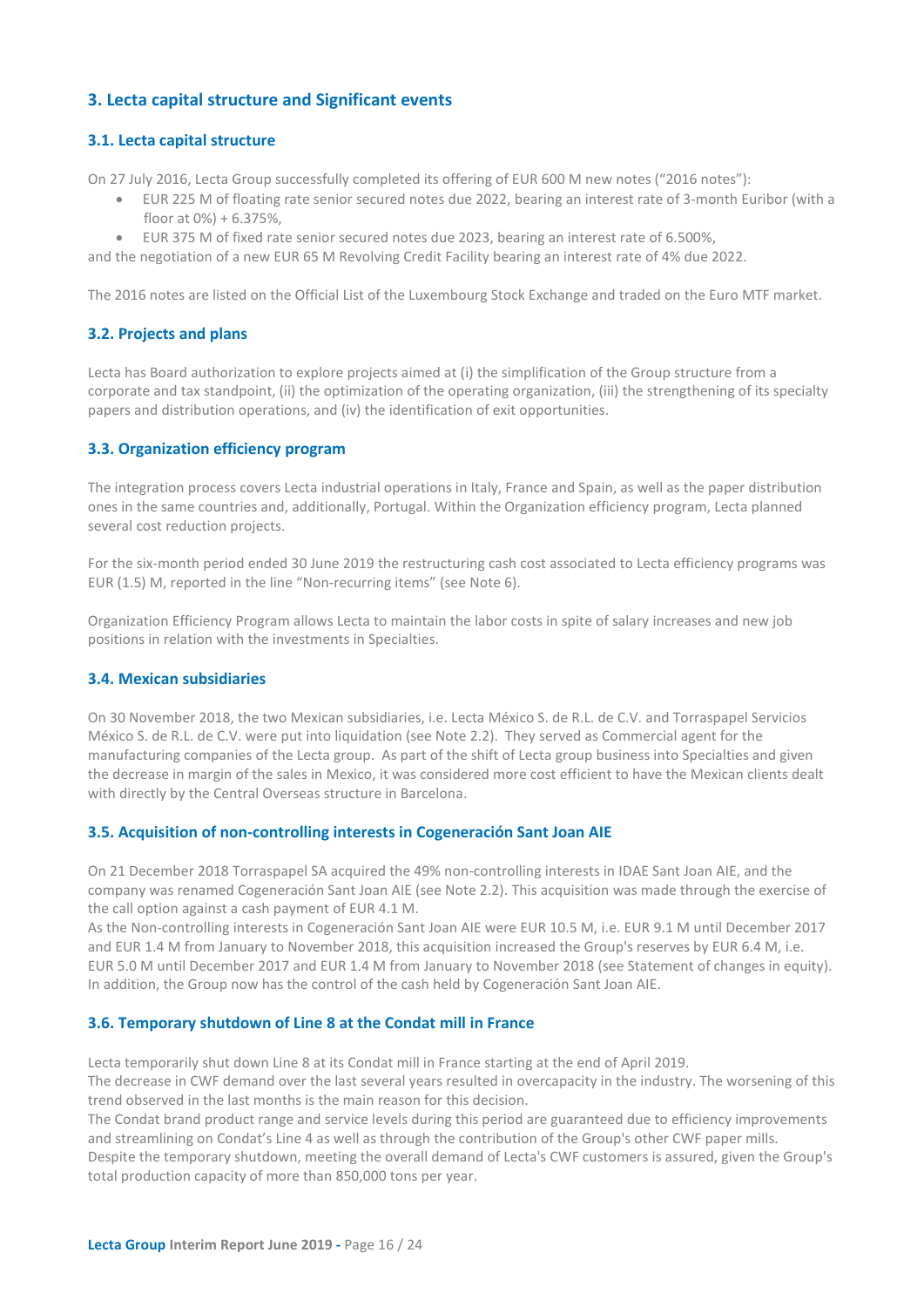## 3. Lecta capital structure and Significant events

### 3.1. Lecta capital structure

On 27 July 2016, Lecta Group successfully completed its offering of EUR 600 M new notes ("2016 notes"):

- EUR 225 M of floating rate senior secured notes due 2022, bearing an interest rate of 3-month Euribor (with a floor at 0%) + 6.375%,
- EUR 375 M of fixed rate senior secured notes due 2023, bearing an interest rate of 6.500%,

and the negotiation of a new EUR 65 M Revolving Credit Facility bearing an interest rate of 4% due 2022.

The 2016 notes are listed on the Official List of the Luxembourg Stock Exchange and traded on the Euro MTF market.

### 3.2. Projects and plans

Lecta has Board authorization to explore projects aimed at (i) the simplification of the Group structure from a corporate and tax standpoint, (ii) the optimization of the operating organization, (iii) the strengthening of its specialty papers and distribution operations, and (iv) the identification of exit opportunities.

### 3.3. Organization efficiency program

The integration process covers Lecta industrial operations in Italy, France and Spain, as well as the paper distribution ones in the same countries and, additionally, Portugal. Within the Organization efficiency program, Lecta planned several cost reduction projects.

For the six-month period ended 30 June 2019 the restructuring cash cost associated to Lecta efficiency programs was EUR (1.5) M, reported in the line "Non-recurring items" (see Note 6).

Organization Efficiency Program allows Lecta to maintain the labor costs in spite of salary increases and new job positions in relation with the investments in Specialties.

### 3.4. Mexican subsidiaries

On 30 November 2018, the two Mexican subsidiaries, i.e. Lecta México S. de R.L. de C.V. and Torraspapel Servicios México S. de R.L. de C.V. were put into liquidation (see Note 2.2). They served as Commercial agent for the manufacturing companies of the Lecta group. As part of the shift of Lecta group business into Specialties and given the decrease in margin of the sales in Mexico, it was considered more cost efficient to have the Mexican clients dealt with directly by the Central Overseas structure in Barcelona.

### 3.5. Acquisition of non-controlling interests in Cogeneración Sant Joan AIE

On 21 December 2018 Torraspapel SA acquired the 49% non-controlling interests in IDAE Sant Joan AIE, and the company was renamed Cogeneración Sant Joan AIE (see Note 2.2). This acquisition was made through the exercise of the call option against a cash payment of EUR 4.1 M.
As the Non-controlling interests in Cogeneración Sant Joan AIE were EUR 10.5 M, i.e. EUR 9.1 M until December 2017 and EUR 1.4 M from January to November 2018, this acquisition increased the Group's reserves by EUR 6.4 M, i.e. EUR 5.0 M until December 2017 and EUR 1.4 M from January to November 2018 (see Statement of changes in equity).
In addition, the Group now has the control of the cash held by Cogeneración Sant Joan AIE.

### 3.6. Temporary shutdown of Line 8 at the Condat mill in France

Lecta temporarily shut down Line 8 at its Condat mill in France starting at the end of April 2019.
The decrease in CWF demand over the last several years resulted in overcapacity in the industry. The worsening of this trend observed in the last months is the main reason for this decision.
The Condat brand product range and service levels during this period are guaranteed due to efficiency improvements and streamlining on Condat's Line 4 as well as through the contribution of the Group's other CWF paper mills.
Despite the temporary shutdown, meeting the overall demand of Lecta's CWF customers is assured, given the Group's total production capacity of more than 850,000 tons per year.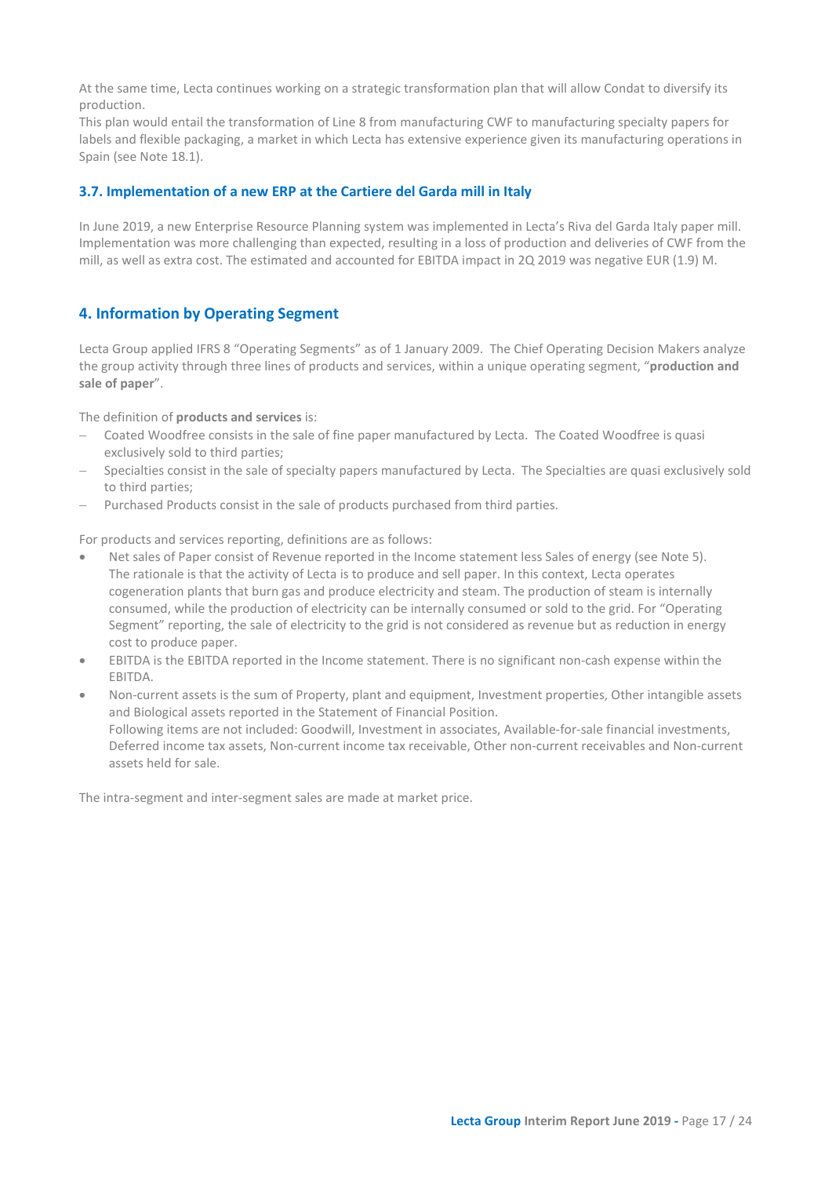At the same time, Lecta continues working on a strategic transformation plan that will allow Condat to diversify its production.

This plan would entail the transformation of Line 8 from manufacturing CWF to manufacturing specialty papers for labels and flexible packaging, a market in which Lecta has extensive experience given its manufacturing operations in Spain (see Note 18.1).

### 3.7. Implementation of a new ERP at the Cartiere del Garda mill in Italy

In June 2019, a new Enterprise Resource Planning system was implemented in Lecta's Riva del Garda Italy paper mill. Implementation was more challenging than expected, resulting in a loss of production and deliveries of CWF from the mill, as well as extra cost. The estimated and accounted for EBITDA impact in 2Q 2019 was negative EUR (1.9) M.

## 4. Information by Operating Segment

Lecta Group applied IFRS 8 "Operating Segments" as of 1 January 2009. The Chief Operating Decision Makers analyze the group activity through three lines of products and services, within a unique operating segment, "**production and sale of paper**".

The definition of **products and services** is:

- Coated Woodfree consists in the sale of fine paper manufactured by Lecta. The Coated Woodfree is quasi exclusively sold to third parties;
- Specialties consist in the sale of specialty papers manufactured by Lecta. The Specialties are quasi exclusively sold to third parties;
- Purchased Products consist in the sale of products purchased from third parties.

For products and services reporting, definitions are as follows:

- Net sales of Paper consist of Revenue reported in the Income statement less Sales of energy (see Note 5). The rationale is that the activity of Lecta is to produce and sell paper. In this context, Lecta operates cogeneration plants that burn gas and produce electricity and steam. The production of steam is internally consumed, while the production of electricity can be internally consumed or sold to the grid. For "Operating Segment" reporting, the sale of electricity to the grid is not considered as revenue but as reduction in energy cost to produce paper.
- EBITDA is the EBITDA reported in the Income statement. There is no significant non-cash expense within the EBITDA.
- Non-current assets is the sum of Property, plant and equipment, Investment properties, Other intangible assets and Biological assets reported in the Statement of Financial Position.
  Following items are not included: Goodwill, Investment in associates, Available-for-sale financial investments, Deferred income tax assets, Non-current income tax receivable, Other non-current receivables and Non-current assets held for sale.

The intra-segment and inter-segment sales are made at market price.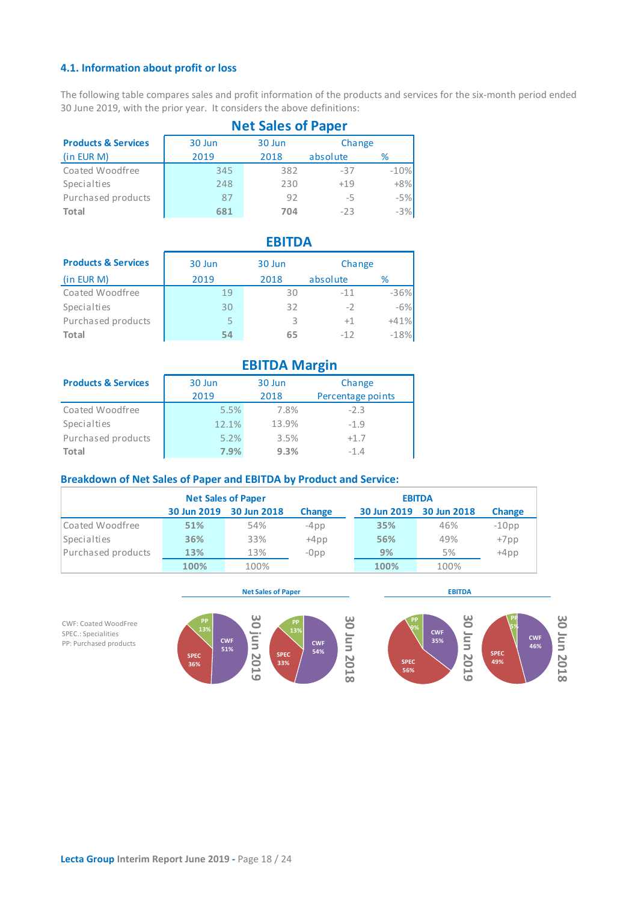### 4.1. Information about profit or loss

The following table compares sales and profit information of the products and services for the six-month period ended 30 June 2019, with the prior year. It considers the above definitions:

**Net Sales of Paper**

| Products & Services (in EUR M) | 30 Jun 2019 | 30 Jun 2018 | Change absolute | Change % |
|---|---|---|---|---|
| Coated Woodfree | 345 | 382 | -37 | -10% |
| Specialties | 248 | 230 | +19 | +8% |
| Purchased products | 87 | 92 | -5 | -5% |
| **Total** | **681** | **704** | -23 | -3% |

**EBITDA**

| Products & Services (in EUR M) | 30 Jun 2019 | 30 Jun 2018 | Change absolute | Change % |
|---|---|---|---|---|
| Coated Woodfree | 19 | 30 | -11 | -36% |
| Specialties | 30 | 32 | -2 | -6% |
| Purchased products | 5 | 3 | +1 | +41% |
| **Total** | **54** | **65** | -12 | -18% |

**EBITDA Margin**

| Products & Services | 30 Jun 2019 | 30 Jun 2018 | Change Percentage points |
|---|---|---|---|
| Coated Woodfree | 5.5% | 7.8% | -2.3 |
| Specialties | 12.1% | 13.9% | -1.9 |
| Purchased products | 5.2% | 3.5% | +1.7 |
| **Total** | **7.9%** | **9.3%** | -1.4 |

### Breakdown of Net Sales of Paper and EBITDA by Product and Service:

| | Net Sales of Paper | | | EBITDA | | |
|---|---|---|---|---|---|---|
| | **30 Jun 2019** | **30 Jun 2018** | **Change** | **30 Jun 2019** | **30 Jun 2018** | **Change** |
| Coated Woodfree | **51%** | 54% | -4pp | **35%** | 46% | -10pp |
| Specialties | **36%** | 33% | +4pp | **56%** | 49% | +7pp |
| Purchased products | **13%** | 13% | -0pp | **9%** | 5% | +4pp |
| | **100%** | 100% | | **100%** | 100% | |

CWF: Coated WoodFree
SPEC.: Specialities
PP: Purchased products

**Net Sales of Paper**

| | 30 Jun 2019 | 30 Jun 2018 |
|---|---|---|
| CWF | 51% | 54% |
| SPEC | 36% | 33% |
| PP | 13% | 13% |

**EBITDA**

| | 30 Jun 2019 | 30 Jun 2018 |
|---|---|---|
| CWF | 35% | 46% |
| SPEC | 56% | 49% |
| PP | 9% | 5% |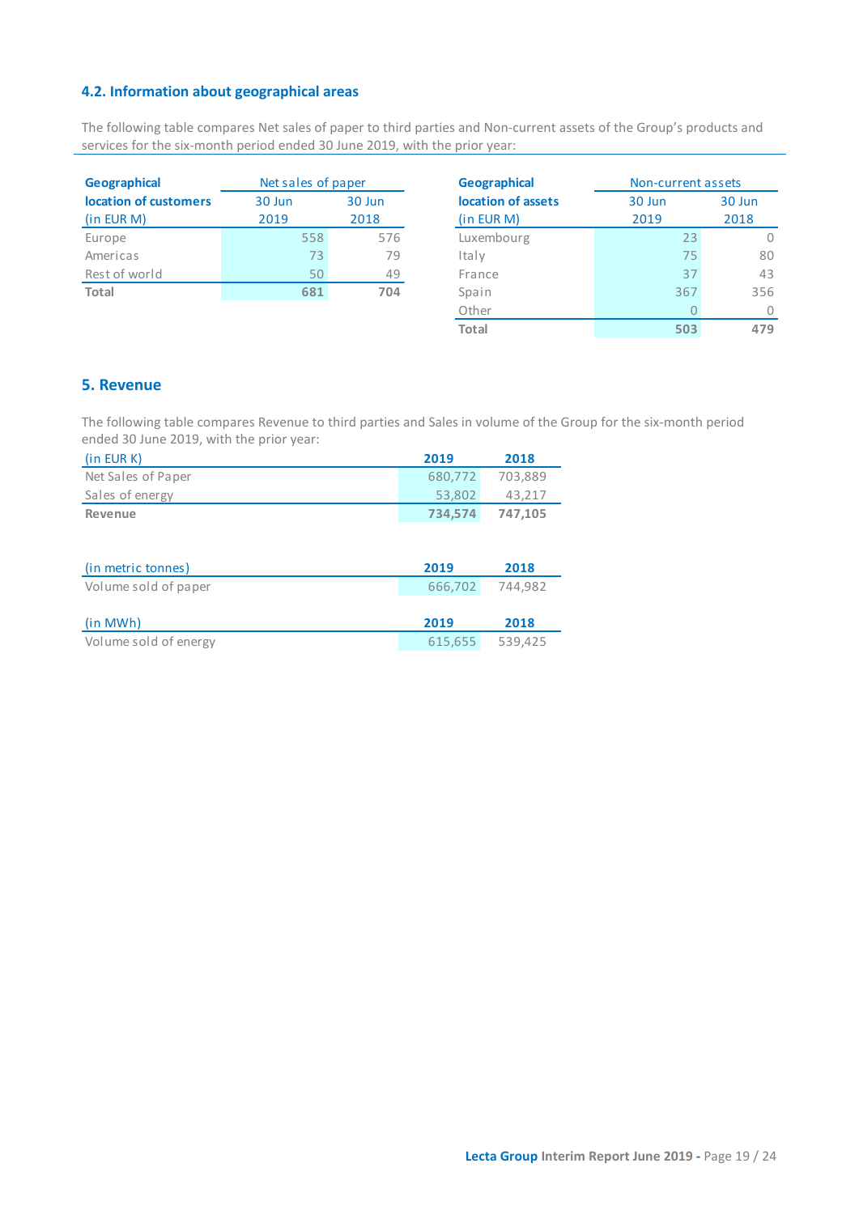### 4.2. Information about geographical areas

The following table compares Net sales of paper to third parties and Non-current assets of the Group's products and services for the six-month period ended 30 June 2019, with the prior year:

| Geographical location of customers (in EUR M) | Net sales of paper 30 Jun 2019 | Net sales of paper 30 Jun 2018 |
|---|---|---|
| Europe | 558 | 576 |
| Americas | 73 | 79 |
| Rest of world | 50 | 49 |
| **Total** | **681** | **704** |

| Geographical location of assets (in EUR M) | Non-current assets 30 Jun 2019 | Non-current assets 30 Jun 2018 |
|---|---|---|
| Luxembourg | 23 | 0 |
| Italy | 75 | 80 |
| France | 37 | 43 |
| Spain | 367 | 356 |
| Other | 0 | 0 |
| **Total** | **503** | **479** |

## 5. Revenue

The following table compares Revenue to third parties and Sales in volume of the Group for the six-month period ended 30 June 2019, with the prior year:

| (in EUR K) | 2019 | 2018 |
|---|---|---|
| Net Sales of Paper | 680,772 | 703,889 |
| Sales of energy | 53,802 | 43,217 |
| **Revenue** | **734,574** | **747,105** |

| (in metric tonnes) | 2019 | 2018 |
|---|---|---|
| Volume sold of paper | 666,702 | 744,982 |

| (in MWh) | 2019 | 2018 |
|---|---|---|
| Volume sold of energy | 615,655 | 539,425 |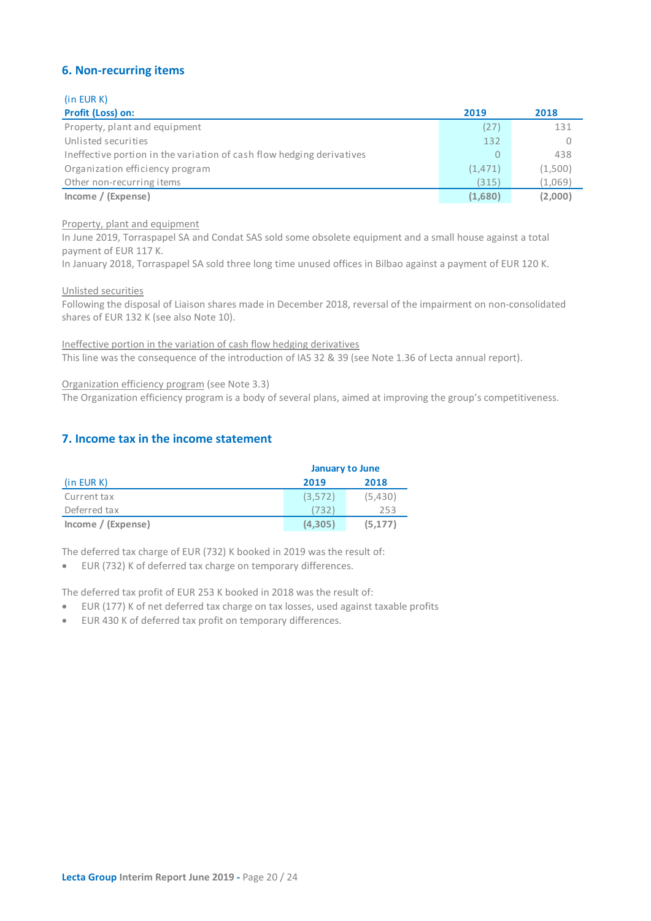## 6. Non-recurring items

| (in EUR K)<br>Profit (Loss) on: | 2019 | 2018 |
|---|---|---|
| Property, plant and equipment | (27) | 131 |
| Unlisted securities | 132 | 0 |
| Ineffective portion in the variation of cash flow hedging derivatives | 0 | 438 |
| Organization efficiency program | (1,471) | (1,500) |
| Other non-recurring items | (315) | (1,069) |
| **Income / (Expense)** | **(1,680)** | **(2,000)** |

Property, plant and equipment

In June 2019, Torraspapel SA and Condat SAS sold some obsolete equipment and a small house against a total payment of EUR 117 K.

In January 2018, Torraspapel SA sold three long time unused offices in Bilbao against a payment of EUR 120 K.

Unlisted securities

Following the disposal of Liaison shares made in December 2018, reversal of the impairment on non-consolidated shares of EUR 132 K (see also Note 10).

Ineffective portion in the variation of cash flow hedging derivatives

This line was the consequence of the introduction of IAS 32 & 39 (see Note 1.36 of Lecta annual report).

Organization efficiency program (see Note 3.3)

The Organization efficiency program is a body of several plans, aimed at improving the group's competitiveness.

## 7. Income tax in the income statement

| | January to June | |
|---|---|---|
| (in EUR K) | 2019 | 2018 |
| Current tax | (3,572) | (5,430) |
| Deferred tax | (732) | 253 |
| **Income / (Expense)** | **(4,305)** | **(5,177)** |

The deferred tax charge of EUR (732) K booked in 2019 was the result of:

- EUR (732) K of deferred tax charge on temporary differences.

The deferred tax profit of EUR 253 K booked in 2018 was the result of:

- EUR (177) K of net deferred tax charge on tax losses, used against taxable profits
- EUR 430 K of deferred tax profit on temporary differences.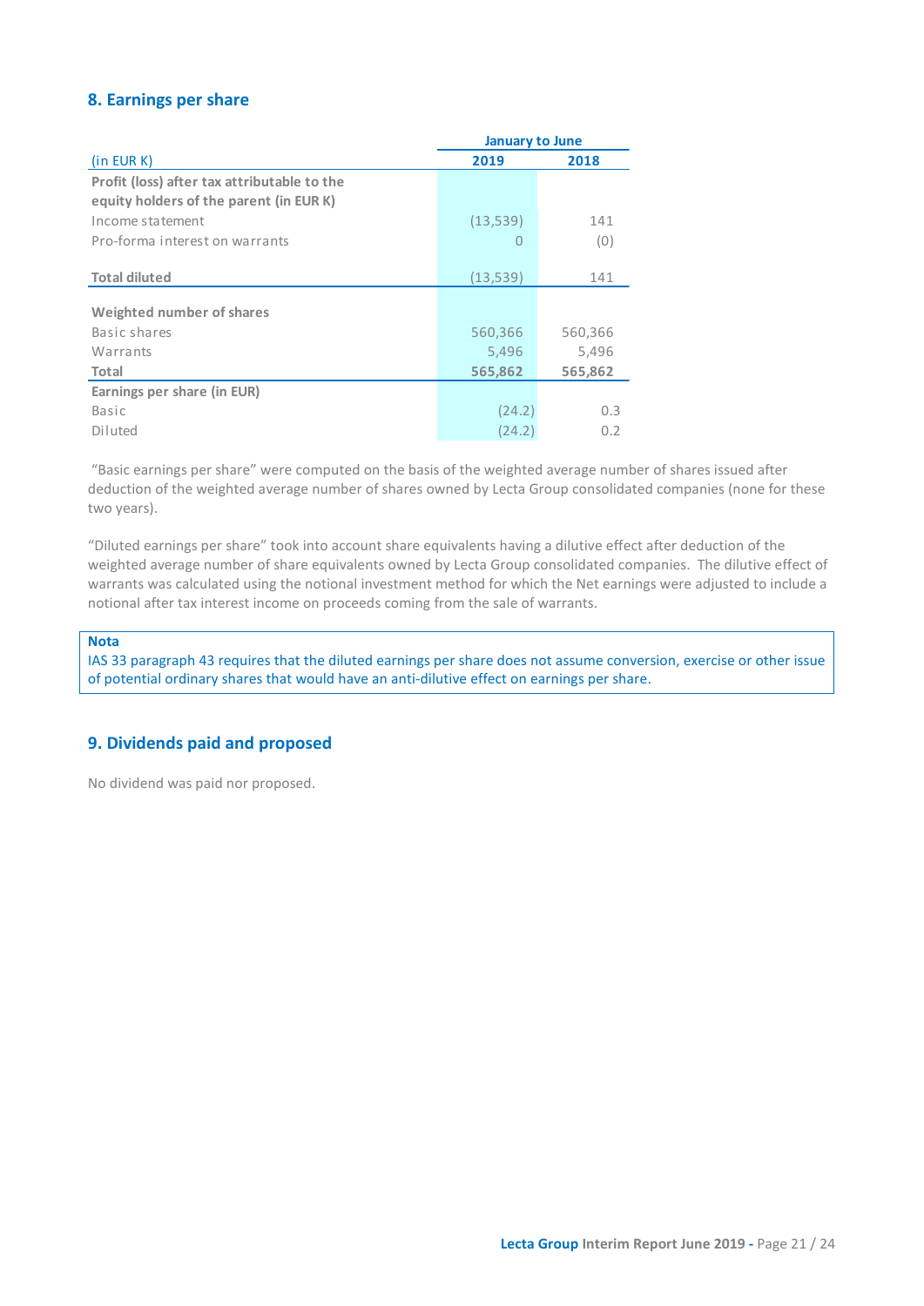## 8. Earnings per share

| (in EUR K) | January to June 2019 | 2018 |
|---|---|---|
| **Profit (loss) after tax attributable to the equity holders of the parent (in EUR K)** | | |
| Income statement | (13,539) | 141 |
| Pro-forma interest on warrants | 0 | (0) |
| **Total diluted** | (13,539) | 141 |
| **Weighted number of shares** | | |
| Basic shares | 560,366 | 560,366 |
| Warrants | 5,496 | 5,496 |
| **Total** | **565,862** | **565,862** |
| **Earnings per share (in EUR)** | | |
| Basic | (24.2) | 0.3 |
| Diluted | (24.2) | 0.2 |

"Basic earnings per share" were computed on the basis of the weighted average number of shares issued after deduction of the weighted average number of shares owned by Lecta Group consolidated companies (none for these two years).

"Diluted earnings per share" took into account share equivalents having a dilutive effect after deduction of the weighted average number of share equivalents owned by Lecta Group consolidated companies. The dilutive effect of warrants was calculated using the notional investment method for which the Net earnings were adjusted to include a notional after tax interest income on proceeds coming from the sale of warrants.

**Nota**
IAS 33 paragraph 43 requires that the diluted earnings per share does not assume conversion, exercise or other issue of potential ordinary shares that would have an anti-dilutive effect on earnings per share.

## 9. Dividends paid and proposed

No dividend was paid nor proposed.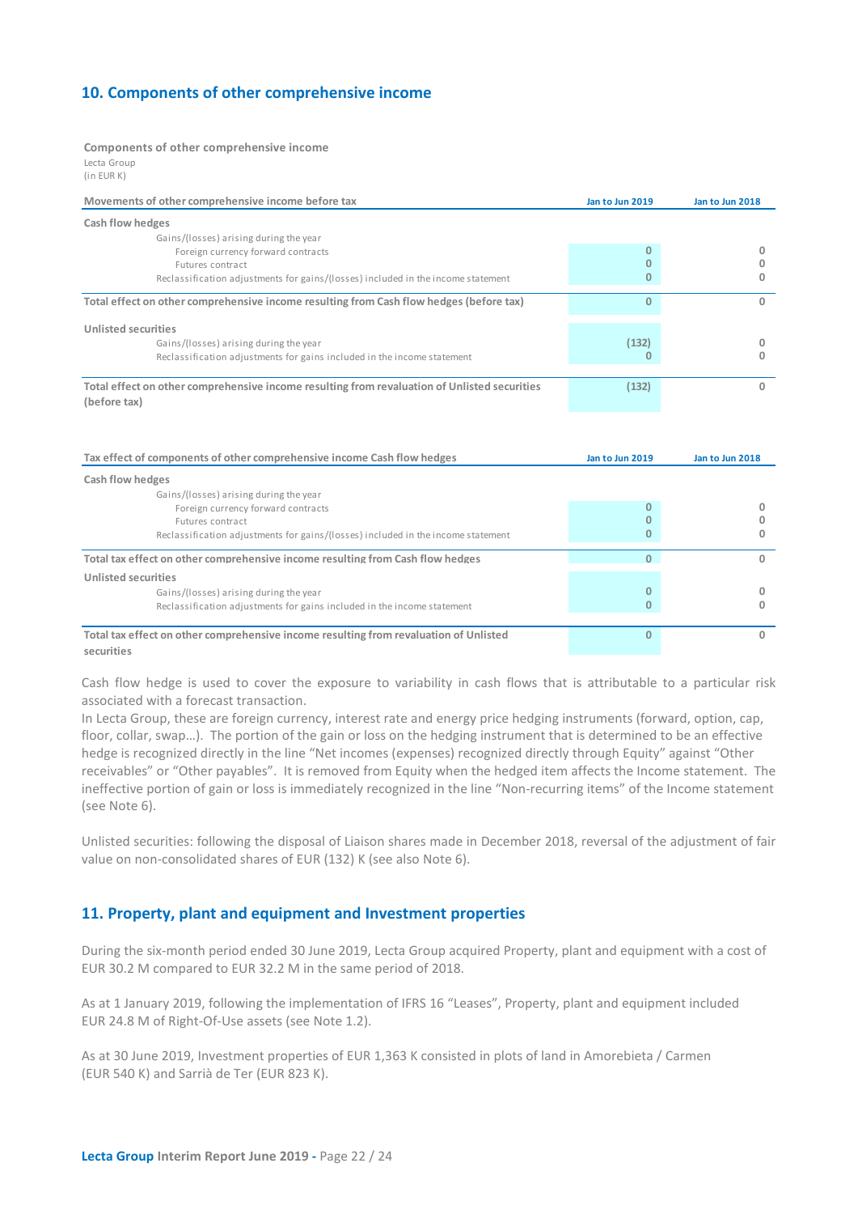## 10. Components of other comprehensive income

**Components of other comprehensive income**
Lecta Group
(in EUR K)

| Movements of other comprehensive income before tax | Jan to Jun 2019 | Jan to Jun 2018 |
|---|---|---|
| **Cash flow hedges** | | |
| Gains/(losses) arising during the year | | |
| Foreign currency forward contracts | 0 | 0 |
| Futures contract | 0 | 0 |
| Reclassification adjustments for gains/(losses) included in the income statement | 0 | 0 |
| **Total effect on other comprehensive income resulting from Cash flow hedges (before tax)** | 0 | 0 |
| **Unlisted securities** | | |
| Gains/(losses) arising during the year | (132) | 0 |
| Reclassification adjustments for gains included in the income statement | 0 | 0 |
| **Total effect on other comprehensive income resulting from revaluation of Unlisted securities (before tax)** | (132) | 0 |

| Tax effect of components of other comprehensive income Cash flow hedges | Jan to Jun 2019 | Jan to Jun 2018 |
|---|---|---|
| **Cash flow hedges** | | |
| Gains/(losses) arising during the year | | |
| Foreign currency forward contracts | 0 | 0 |
| Futures contract | 0 | 0 |
| Reclassification adjustments for gains/(losses) included in the income statement | 0 | 0 |
| **Total tax effect on other comprehensive income resulting from Cash flow hedges** | 0 | 0 |
| **Unlisted securities** | | |
| Gains/(losses) arising during the year | 0 | 0 |
| Reclassification adjustments for gains included in the income statement | 0 | 0 |
| **Total tax effect on other comprehensive income resulting from revaluation of Unlisted securities** | 0 | 0 |

Cash flow hedge is used to cover the exposure to variability in cash flows that is attributable to a particular risk associated with a forecast transaction.
In Lecta Group, these are foreign currency, interest rate and energy price hedging instruments (forward, option, cap, floor, collar, swap…). The portion of the gain or loss on the hedging instrument that is determined to be an effective hedge is recognized directly in the line "Net incomes (expenses) recognized directly through Equity" against "Other receivables" or "Other payables". It is removed from Equity when the hedged item affects the Income statement. The ineffective portion of gain or loss is immediately recognized in the line "Non-recurring items" of the Income statement (see Note 6).

Unlisted securities: following the disposal of Liaison shares made in December 2018, reversal of the adjustment of fair value on non-consolidated shares of EUR (132) K (see also Note 6).

## 11. Property, plant and equipment and Investment properties

During the six-month period ended 30 June 2019, Lecta Group acquired Property, plant and equipment with a cost of EUR 30.2 M compared to EUR 32.2 M in the same period of 2018.

As at 1 January 2019, following the implementation of IFRS 16 "Leases", Property, plant and equipment included EUR 24.8 M of Right-Of-Use assets (see Note 1.2).

As at 30 June 2019, Investment properties of EUR 1,363 K consisted in plots of land in Amorebieta / Carmen (EUR 540 K) and Sarrià de Ter (EUR 823 K).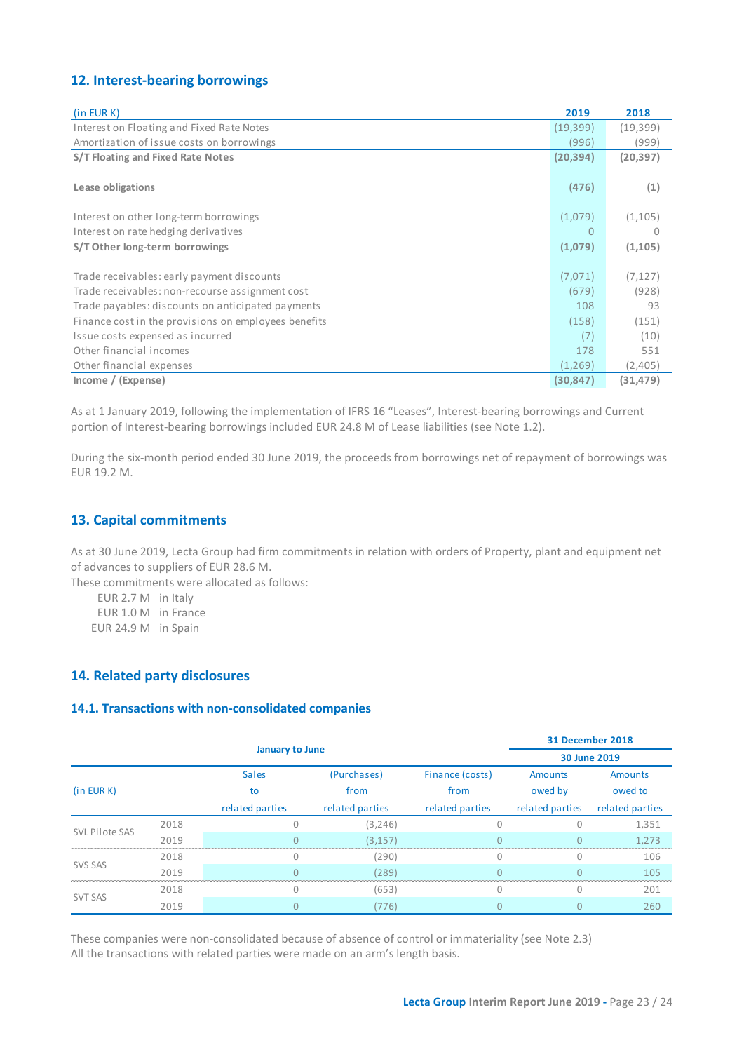## 12. Interest-bearing borrowings

| (in EUR K) | 2019 | 2018 |
|---|---|---|
| Interest on Floating and Fixed Rate Notes | (19,399) | (19,399) |
| Amortization of issue costs on borrowings | (996) | (999) |
| **S/T Floating and Fixed Rate Notes** | **(20,394)** | **(20,397)** |
| | | |
| **Lease obligations** | **(476)** | **(1)** |
| | | |
| Interest on other long-term borrowings | (1,079) | (1,105) |
| Interest on rate hedging derivatives | 0 | 0 |
| **S/T Other long-term borrowings** | **(1,079)** | **(1,105)** |
| | | |
| Trade receivables: early payment discounts | (7,071) | (7,127) |
| Trade receivables: non-recourse assignment cost | (679) | (928) |
| Trade payables: discounts on anticipated payments | 108 | 93 |
| Finance cost in the provisions on employees benefits | (158) | (151) |
| Issue costs expensed as incurred | (7) | (10) |
| Other financial incomes | 178 | 551 |
| Other financial expenses | (1,269) | (2,405) |
| **Income / (Expense)** | **(30,847)** | **(31,479)** |

As at 1 January 2019, following the implementation of IFRS 16 "Leases", Interest-bearing borrowings and Current portion of Interest-bearing borrowings included EUR 24.8 M of Lease liabilities (see Note 1.2).

During the six-month period ended 30 June 2019, the proceeds from borrowings net of repayment of borrowings was EUR 19.2 M.

## 13. Capital commitments

As at 30 June 2019, Lecta Group had firm commitments in relation with orders of Property, plant and equipment net of advances to suppliers of EUR 28.6 M.
These commitments were allocated as follows:

- EUR 2.7 M in Italy
- EUR 1.0 M in France
- EUR 24.9 M in Spain

## 14. Related party disclosures

### 14.1. Transactions with non-consolidated companies

| | | January to June | | | 31 December 2018 / 30 June 2019 | |
|---|---|---|---|---|---|---|
| (in EUR K) | | Sales to related parties | (Purchases) from related parties | Finance (costs) from related parties | Amounts owed by related parties | Amounts owed to related parties |
| SVL Pilote SAS | 2018 | 0 | (3,246) | 0 | 0 | 1,351 |
| | 2019 | 0 | (3,157) | 0 | 0 | 1,273 |
| SVS SAS | 2018 | 0 | (290) | 0 | 0 | 106 |
| | 2019 | 0 | (289) | 0 | 0 | 105 |
| SVT SAS | 2018 | 0 | (653) | 0 | 0 | 201 |
| | 2019 | 0 | (776) | 0 | 0 | 260 |

These companies were non-consolidated because of absence of control or immateriality (see Note 2.3)
All the transactions with related parties were made on an arm's length basis.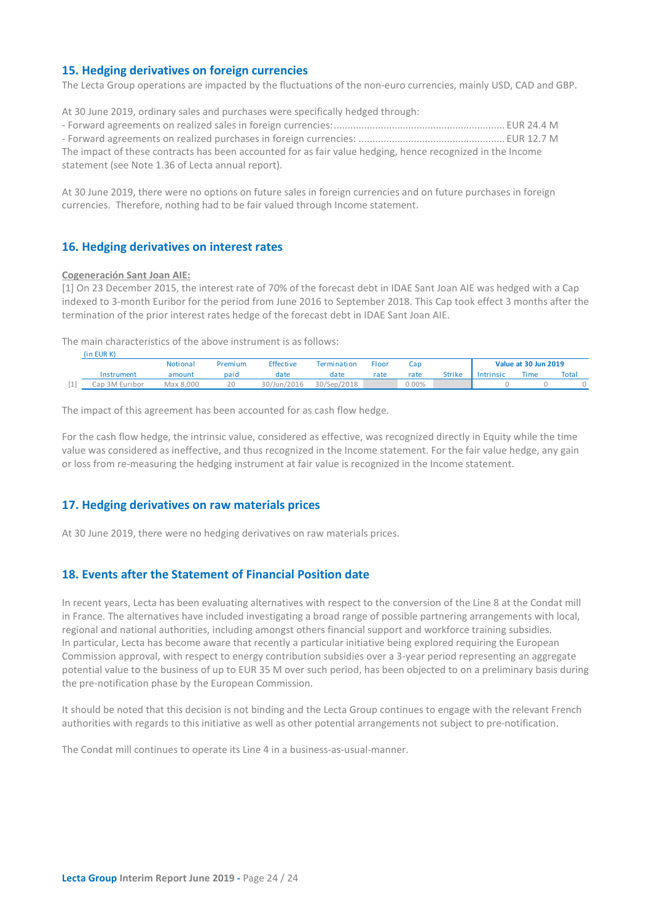## 15. Hedging derivatives on foreign currencies

The Lecta Group operations are impacted by the fluctuations of the non-euro currencies, mainly USD, CAD and GBP.

At 30 June 2019, ordinary sales and purchases were specifically hedged through:

- Forward agreements on realized sales in foreign currencies:............................................................. EUR 24.4 M
- Forward agreements on realized purchases in foreign currencies: .................................................... EUR 12.7 M

The impact of these contracts has been accounted for as fair value hedging, hence recognized in the Income statement (see Note 1.36 of Lecta annual report).

At 30 June 2019, there were no options on future sales in foreign currencies and on future purchases in foreign currencies. Therefore, nothing had to be fair valued through Income statement.

## 16. Hedging derivatives on interest rates

**Cogeneración Sant Joan AIE:**

[1] On 23 December 2015, the interest rate of 70% of the forecast debt in IDAE Sant Joan AIE was hedged with a Cap indexed to 3-month Euribor for the period from June 2016 to September 2018. This Cap took effect 3 months after the termination of the prior interest rates hedge of the forecast debt in IDAE Sant Joan AIE.

The main characteristics of the above instrument is as follows:

(in EUR K)

| | Instrument | Notional amount | Premium paid | Effective date | Termination date | Floor rate | Cap rate | Strike | Value at 30 Jun 2019 Intrinsic | Time | Total |
|---|---|---|---|---|---|---|---|---|---|---|---|
| [1] | Cap 3M Euribor | Max 8,000 | 20 | 30/Jun/2016 | 30/Sep/2018 | | 0.00% | | 0 | 0 | 0 |

The impact of this agreement has been accounted for as cash flow hedge.

For the cash flow hedge, the intrinsic value, considered as effective, was recognized directly in Equity while the time value was considered as ineffective, and thus recognized in the Income statement. For the fair value hedge, any gain or loss from re-measuring the hedging instrument at fair value is recognized in the Income statement.

## 17. Hedging derivatives on raw materials prices

At 30 June 2019, there were no hedging derivatives on raw materials prices.

## 18. Events after the Statement of Financial Position date

In recent years, Lecta has been evaluating alternatives with respect to the conversion of the Line 8 at the Condat mill in France. The alternatives have included investigating a broad range of possible partnering arrangements with local, regional and national authorities, including amongst others financial support and workforce training subsidies. In particular, Lecta has become aware that recently a particular initiative being explored requiring the European Commission approval, with respect to energy contribution subsidies over a 3-year period representing an aggregate potential value to the business of up to EUR 35 M over such period, has been objected to on a preliminary basis during the pre-notification phase by the European Commission.

It should be noted that this decision is not binding and the Lecta Group continues to engage with the relevant French authorities with regards to this initiative as well as other potential arrangements not subject to pre-notification.

The Condat mill continues to operate its Line 4 in a business-as-usual-manner.